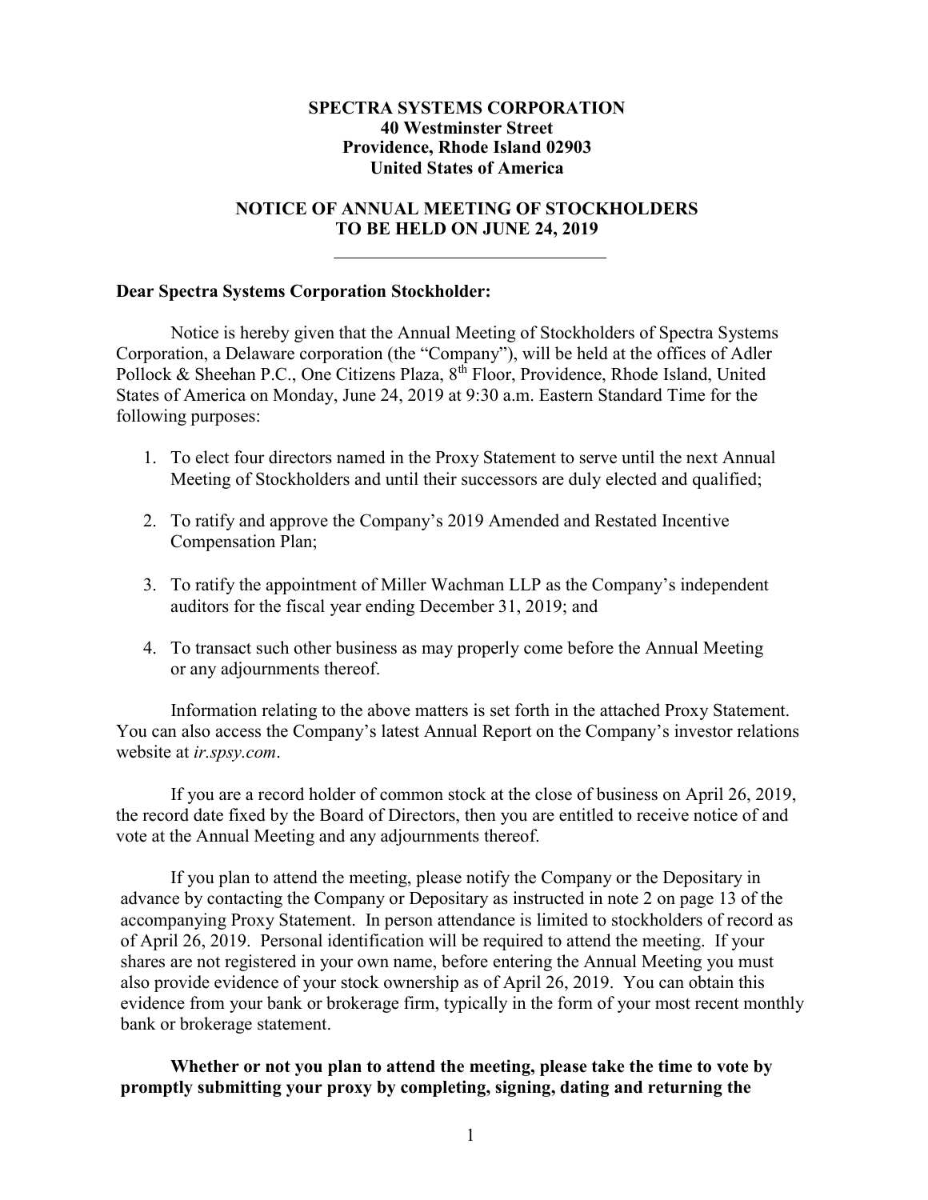**SPECTRA SYSTEMS CORPORATION**
**40 Westminster Street**
**Providence, Rhode Island 02903**
**United States of America**

**NOTICE OF ANNUAL MEETING OF STOCKHOLDERS**
**TO BE HELD ON JUNE 24, 2019**

---

**Dear Spectra Systems Corporation Stockholder:**

Notice is hereby given that the Annual Meeting of Stockholders of Spectra Systems Corporation, a Delaware corporation (the "Company"), will be held at the offices of Adler Pollock & Sheehan P.C., One Citizens Plaza, 8th Floor, Providence, Rhode Island, United States of America on Monday, June 24, 2019 at 9:30 a.m. Eastern Standard Time for the following purposes:

1. To elect four directors named in the Proxy Statement to serve until the next Annual Meeting of Stockholders and until their successors are duly elected and qualified;

2. To ratify and approve the Company's 2019 Amended and Restated Incentive Compensation Plan;

3. To ratify the appointment of Miller Wachman LLP as the Company's independent auditors for the fiscal year ending December 31, 2019; and

4. To transact such other business as may properly come before the Annual Meeting or any adjournments thereof.

Information relating to the above matters is set forth in the attached Proxy Statement. You can also access the Company's latest Annual Report on the Company's investor relations website at *ir.spsy.com*.

If you are a record holder of common stock at the close of business on April 26, 2019, the record date fixed by the Board of Directors, then you are entitled to receive notice of and vote at the Annual Meeting and any adjournments thereof.

If you plan to attend the meeting, please notify the Company or the Depositary in advance by contacting the Company or Depositary as instructed in note 2 on page 13 of the accompanying Proxy Statement. In person attendance is limited to stockholders of record as of April 26, 2019. Personal identification will be required to attend the meeting. If your shares are not registered in your own name, before entering the Annual Meeting you must also provide evidence of your stock ownership as of April 26, 2019. You can obtain this evidence from your bank or brokerage firm, typically in the form of your most recent monthly bank or brokerage statement.

**Whether or not you plan to attend the meeting, please take the time to vote by promptly submitting your proxy by completing, signing, dating and returning the**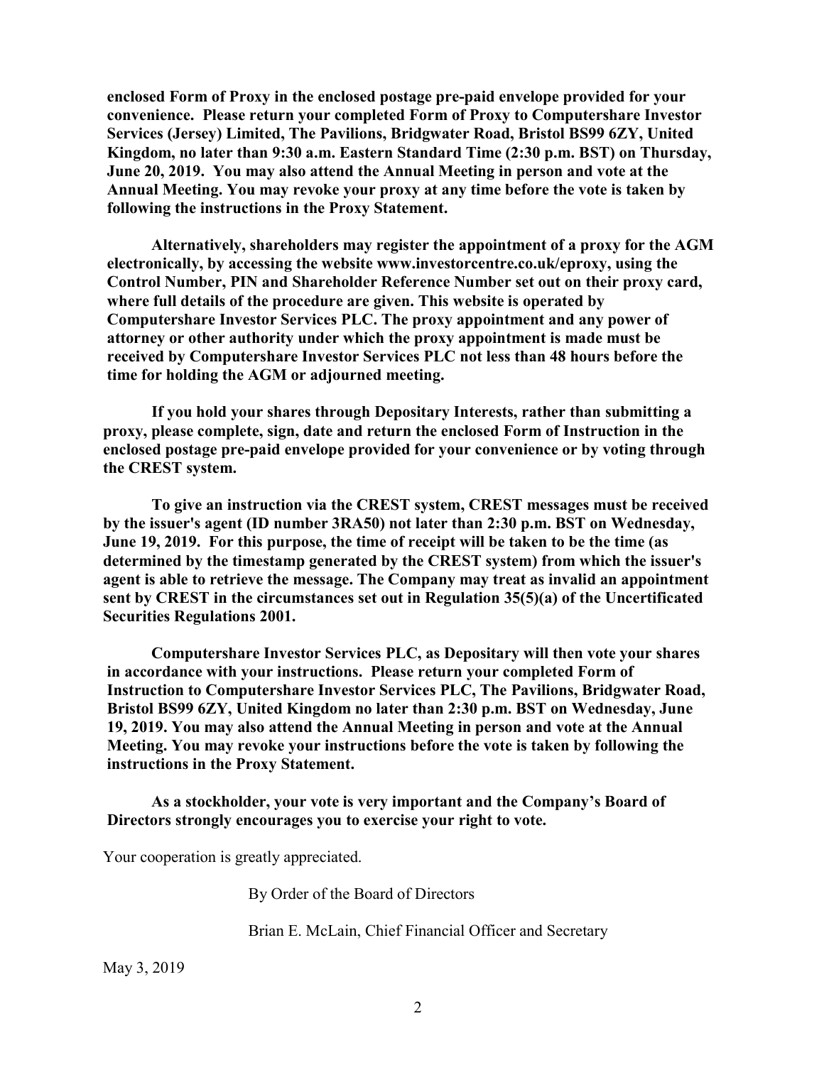**enclosed Form of Proxy in the enclosed postage pre-paid envelope provided for your convenience. Please return your completed Form of Proxy to Computershare Investor Services (Jersey) Limited, The Pavilions, Bridgwater Road, Bristol BS99 6ZY, United Kingdom, no later than 9:30 a.m. Eastern Standard Time (2:30 p.m. BST) on Thursday, June 20, 2019. You may also attend the Annual Meeting in person and vote at the Annual Meeting. You may revoke your proxy at any time before the vote is taken by following the instructions in the Proxy Statement.**

**Alternatively, shareholders may register the appointment of a proxy for the AGM electronically, by accessing the website www.investorcentre.co.uk/eproxy, using the Control Number, PIN and Shareholder Reference Number set out on their proxy card, where full details of the procedure are given. This website is operated by Computershare Investor Services PLC. The proxy appointment and any power of attorney or other authority under which the proxy appointment is made must be received by Computershare Investor Services PLC not less than 48 hours before the time for holding the AGM or adjourned meeting.**

**If you hold your shares through Depositary Interests, rather than submitting a proxy, please complete, sign, date and return the enclosed Form of Instruction in the enclosed postage pre-paid envelope provided for your convenience or by voting through the CREST system.**

**To give an instruction via the CREST system, CREST messages must be received by the issuer's agent (ID number 3RA50) not later than 2:30 p.m. BST on Wednesday, June 19, 2019. For this purpose, the time of receipt will be taken to be the time (as determined by the timestamp generated by the CREST system) from which the issuer's agent is able to retrieve the message. The Company may treat as invalid an appointment sent by CREST in the circumstances set out in Regulation 35(5)(a) of the Uncertificated Securities Regulations 2001.**

**Computershare Investor Services PLC, as Depositary will then vote your shares in accordance with your instructions. Please return your completed Form of Instruction to Computershare Investor Services PLC, The Pavilions, Bridgwater Road, Bristol BS99 6ZY, United Kingdom no later than 2:30 p.m. BST on Wednesday, June 19, 2019. You may also attend the Annual Meeting in person and vote at the Annual Meeting. You may revoke your instructions before the vote is taken by following the instructions in the Proxy Statement.**

**As a stockholder, your vote is very important and the Company's Board of Directors strongly encourages you to exercise your right to vote.**

Your cooperation is greatly appreciated.

By Order of the Board of Directors

Brian E. McLain, Chief Financial Officer and Secretary

May 3, 2019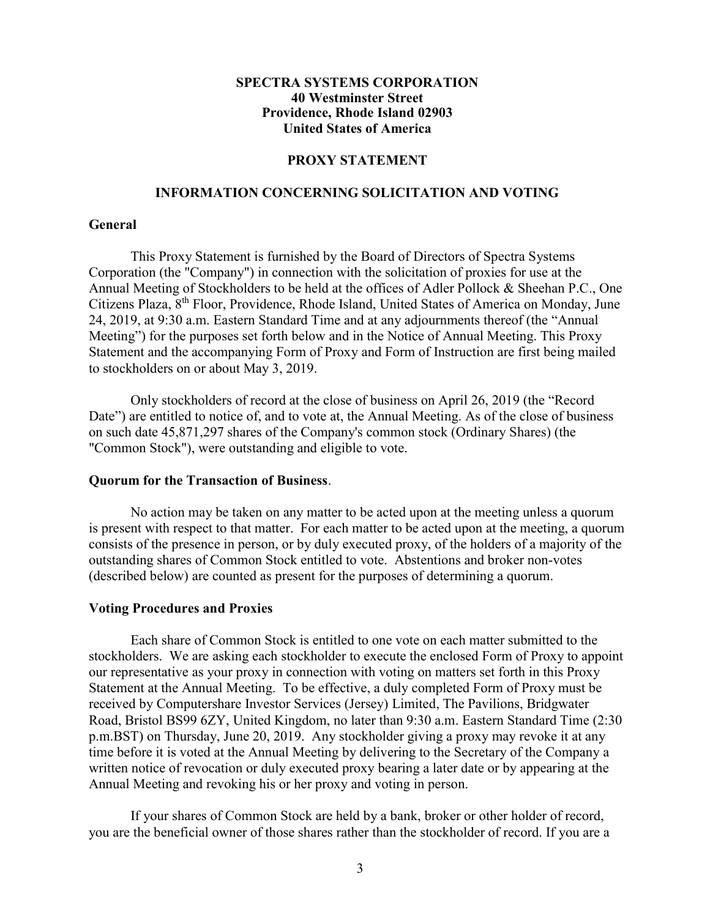**SPECTRA SYSTEMS CORPORATION**
**40 Westminster Street**
**Providence, Rhode Island 02903**
**United States of America**

## PROXY STATEMENT

## INFORMATION CONCERNING SOLICITATION AND VOTING

### General

This Proxy Statement is furnished by the Board of Directors of Spectra Systems Corporation (the "Company") in connection with the solicitation of proxies for use at the Annual Meeting of Stockholders to be held at the offices of Adler Pollock & Sheehan P.C., One Citizens Plaza, 8th Floor, Providence, Rhode Island, United States of America on Monday, June 24, 2019, at 9:30 a.m. Eastern Standard Time and at any adjournments thereof (the "Annual Meeting") for the purposes set forth below and in the Notice of Annual Meeting. This Proxy Statement and the accompanying Form of Proxy and Form of Instruction are first being mailed to stockholders on or about May 3, 2019.

Only stockholders of record at the close of business on April 26, 2019 (the "Record Date") are entitled to notice of, and to vote at, the Annual Meeting. As of the close of business on such date 45,871,297 shares of the Company's common stock (Ordinary Shares) (the "Common Stock"), were outstanding and eligible to vote.

### Quorum for the Transaction of Business.

No action may be taken on any matter to be acted upon at the meeting unless a quorum is present with respect to that matter. For each matter to be acted upon at the meeting, a quorum consists of the presence in person, or by duly executed proxy, of the holders of a majority of the outstanding shares of Common Stock entitled to vote. Abstentions and broker non-votes (described below) are counted as present for the purposes of determining a quorum.

### Voting Procedures and Proxies

Each share of Common Stock is entitled to one vote on each matter submitted to the stockholders. We are asking each stockholder to execute the enclosed Form of Proxy to appoint our representative as your proxy in connection with voting on matters set forth in this Proxy Statement at the Annual Meeting. To be effective, a duly completed Form of Proxy must be received by Computershare Investor Services (Jersey) Limited, The Pavilions, Bridgwater Road, Bristol BS99 6ZY, United Kingdom, no later than 9:30 a.m. Eastern Standard Time (2:30 p.m.BST) on Thursday, June 20, 2019. Any stockholder giving a proxy may revoke it at any time before it is voted at the Annual Meeting by delivering to the Secretary of the Company a written notice of revocation or duly executed proxy bearing a later date or by appearing at the Annual Meeting and revoking his or her proxy and voting in person.

If your shares of Common Stock are held by a bank, broker or other holder of record, you are the beneficial owner of those shares rather than the stockholder of record. If you are a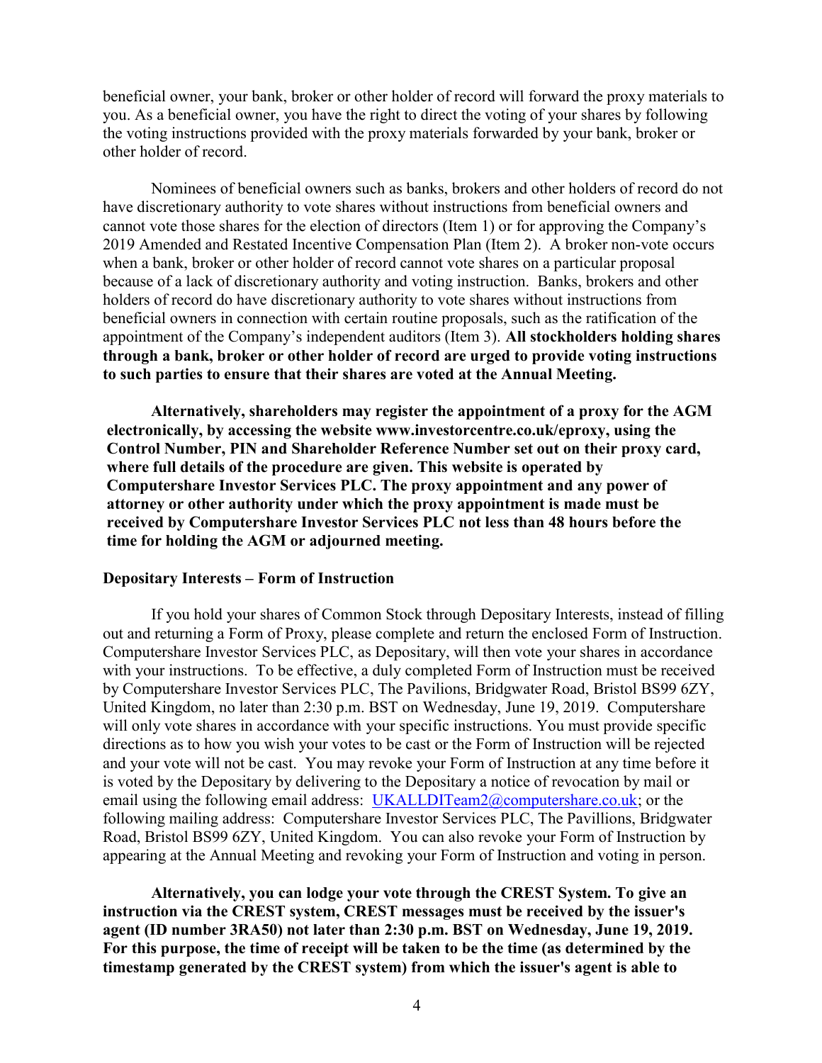beneficial owner, your bank, broker or other holder of record will forward the proxy materials to you. As a beneficial owner, you have the right to direct the voting of your shares by following the voting instructions provided with the proxy materials forwarded by your bank, broker or other holder of record.

Nominees of beneficial owners such as banks, brokers and other holders of record do not have discretionary authority to vote shares without instructions from beneficial owners and cannot vote those shares for the election of directors (Item 1) or for approving the Company's 2019 Amended and Restated Incentive Compensation Plan (Item 2). A broker non-vote occurs when a bank, broker or other holder of record cannot vote shares on a particular proposal because of a lack of discretionary authority and voting instruction. Banks, brokers and other holders of record do have discretionary authority to vote shares without instructions from beneficial owners in connection with certain routine proposals, such as the ratification of the appointment of the Company's independent auditors (Item 3). **All stockholders holding shares through a bank, broker or other holder of record are urged to provide voting instructions to such parties to ensure that their shares are voted at the Annual Meeting.**

**Alternatively, shareholders may register the appointment of a proxy for the AGM electronically, by accessing the website www.investorcentre.co.uk/eproxy, using the Control Number, PIN and Shareholder Reference Number set out on their proxy card, where full details of the procedure are given. This website is operated by Computershare Investor Services PLC. The proxy appointment and any power of attorney or other authority under which the proxy appointment is made must be received by Computershare Investor Services PLC not less than 48 hours before the time for holding the AGM or adjourned meeting.**

**Depositary Interests – Form of Instruction**

If you hold your shares of Common Stock through Depositary Interests, instead of filling out and returning a Form of Proxy, please complete and return the enclosed Form of Instruction. Computershare Investor Services PLC, as Depositary, will then vote your shares in accordance with your instructions. To be effective, a duly completed Form of Instruction must be received by Computershare Investor Services PLC, The Pavilions, Bridgwater Road, Bristol BS99 6ZY, United Kingdom, no later than 2:30 p.m. BST on Wednesday, June 19, 2019. Computershare will only vote shares in accordance with your specific instructions. You must provide specific directions as to how you wish your votes to be cast or the Form of Instruction will be rejected and your vote will not be cast. You may revoke your Form of Instruction at any time before it is voted by the Depositary by delivering to the Depositary a notice of revocation by mail or email using the following email address: UKALLDITeam2@computershare.co.uk; or the following mailing address: Computershare Investor Services PLC, The Pavillions, Bridgwater Road, Bristol BS99 6ZY, United Kingdom. You can also revoke your Form of Instruction by appearing at the Annual Meeting and revoking your Form of Instruction and voting in person.

**Alternatively, you can lodge your vote through the CREST System. To give an instruction via the CREST system, CREST messages must be received by the issuer's agent (ID number 3RA50) not later than 2:30 p.m. BST on Wednesday, June 19, 2019. For this purpose, the time of receipt will be taken to be the time (as determined by the timestamp generated by the CREST system) from which the issuer's agent is able to**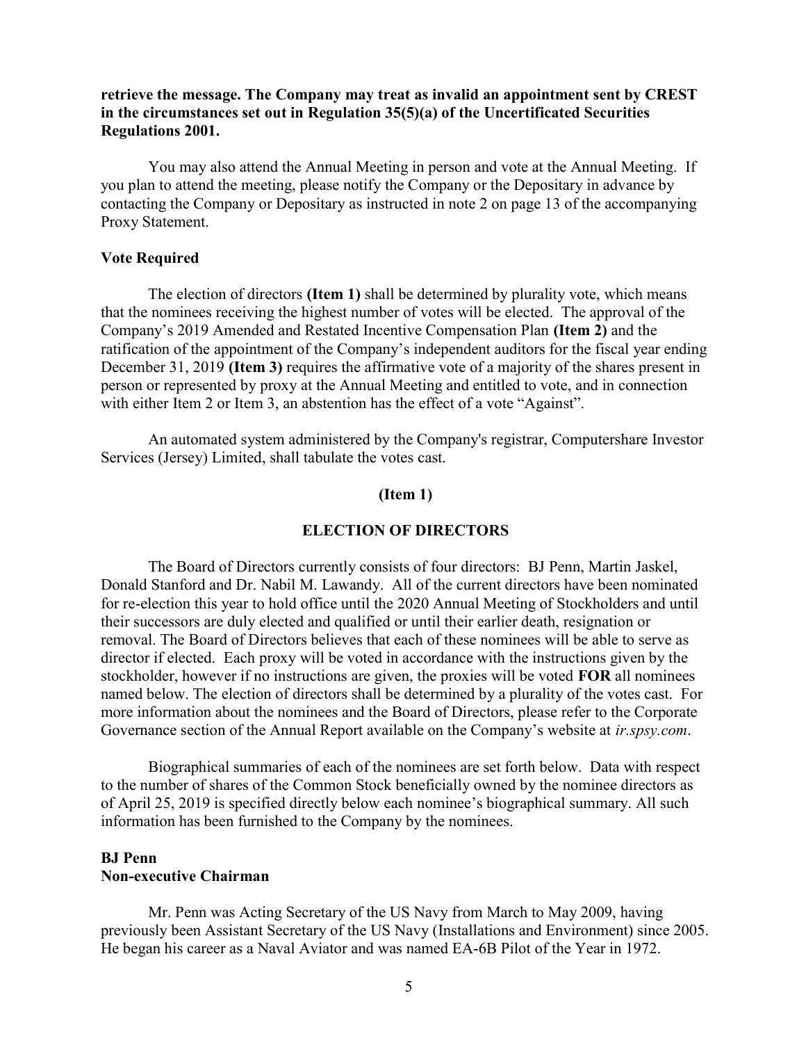**retrieve the message. The Company may treat as invalid an appointment sent by CREST in the circumstances set out in Regulation 35(5)(a) of the Uncertificated Securities Regulations 2001.**

You may also attend the Annual Meeting in person and vote at the Annual Meeting. If you plan to attend the meeting, please notify the Company or the Depositary in advance by contacting the Company or Depositary as instructed in note 2 on page 13 of the accompanying Proxy Statement.

### Vote Required

The election of directors **(Item 1)** shall be determined by plurality vote, which means that the nominees receiving the highest number of votes will be elected. The approval of the Company's 2019 Amended and Restated Incentive Compensation Plan **(Item 2)** and the ratification of the appointment of the Company's independent auditors for the fiscal year ending December 31, 2019 **(Item 3)** requires the affirmative vote of a majority of the shares present in person or represented by proxy at the Annual Meeting and entitled to vote, and in connection with either Item 2 or Item 3, an abstention has the effect of a vote "Against".

An automated system administered by the Company's registrar, Computershare Investor Services (Jersey) Limited, shall tabulate the votes cast.

## (Item 1)

## ELECTION OF DIRECTORS

The Board of Directors currently consists of four directors: BJ Penn, Martin Jaskel, Donald Stanford and Dr. Nabil M. Lawandy. All of the current directors have been nominated for re-election this year to hold office until the 2020 Annual Meeting of Stockholders and until their successors are duly elected and qualified or until their earlier death, resignation or removal. The Board of Directors believes that each of these nominees will be able to serve as director if elected. Each proxy will be voted in accordance with the instructions given by the stockholder, however if no instructions are given, the proxies will be voted **FOR** all nominees named below. The election of directors shall be determined by a plurality of the votes cast. For more information about the nominees and the Board of Directors, please refer to the Corporate Governance section of the Annual Report available on the Company's website at *ir.spsy.com*.

Biographical summaries of each of the nominees are set forth below. Data with respect to the number of shares of the Common Stock beneficially owned by the nominee directors as of April 25, 2019 is specified directly below each nominee's biographical summary. All such information has been furnished to the Company by the nominees.

**BJ Penn**
**Non-executive Chairman**

Mr. Penn was Acting Secretary of the US Navy from March to May 2009, having previously been Assistant Secretary of the US Navy (Installations and Environment) since 2005. He began his career as a Naval Aviator and was named EA-6B Pilot of the Year in 1972.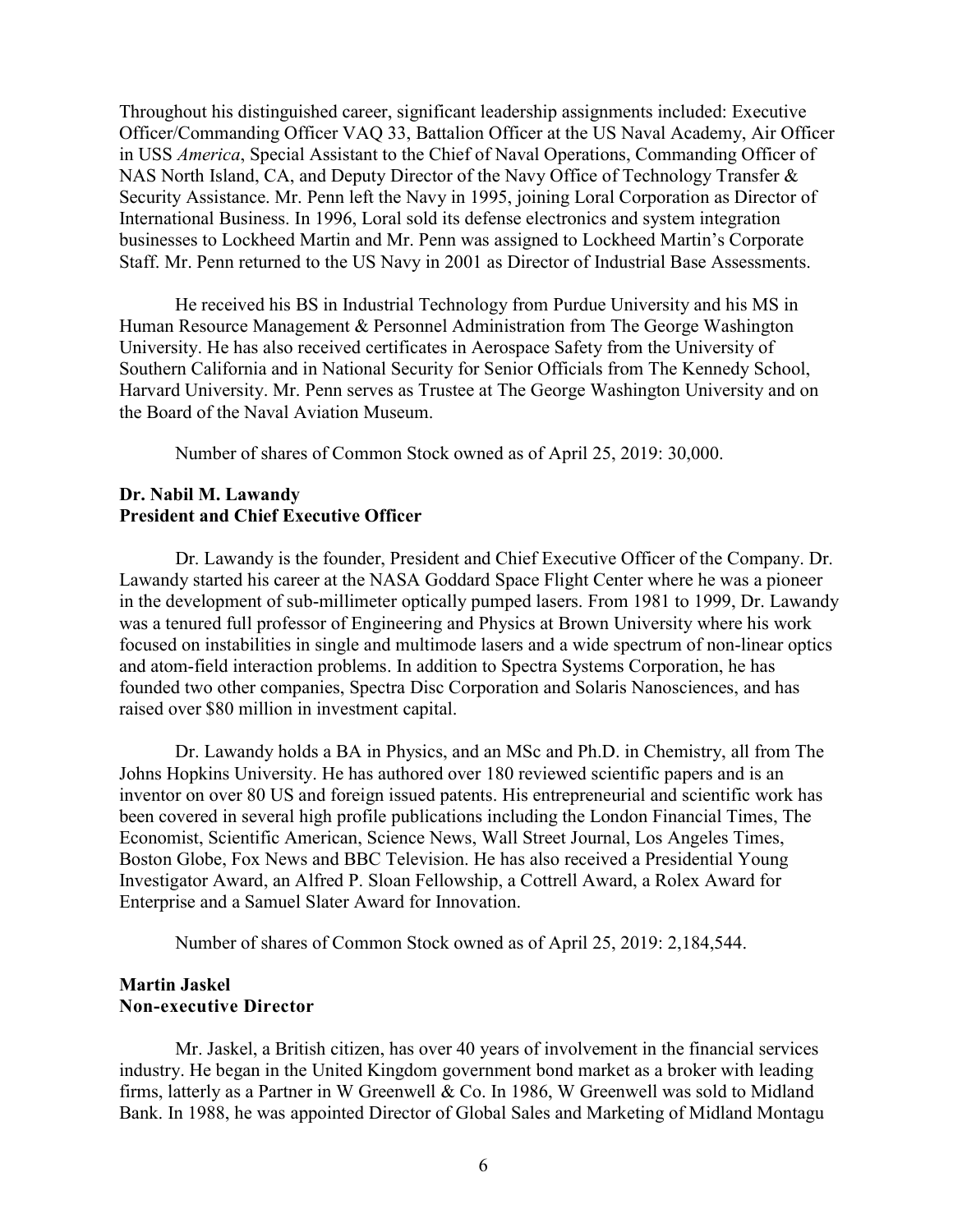Throughout his distinguished career, significant leadership assignments included: Executive Officer/Commanding Officer VAQ 33, Battalion Officer at the US Naval Academy, Air Officer in USS *America*, Special Assistant to the Chief of Naval Operations, Commanding Officer of NAS North Island, CA, and Deputy Director of the Navy Office of Technology Transfer & Security Assistance. Mr. Penn left the Navy in 1995, joining Loral Corporation as Director of International Business. In 1996, Loral sold its defense electronics and system integration businesses to Lockheed Martin and Mr. Penn was assigned to Lockheed Martin's Corporate Staff. Mr. Penn returned to the US Navy in 2001 as Director of Industrial Base Assessments.

He received his BS in Industrial Technology from Purdue University and his MS in Human Resource Management & Personnel Administration from The George Washington University. He has also received certificates in Aerospace Safety from the University of Southern California and in National Security for Senior Officials from The Kennedy School, Harvard University. Mr. Penn serves as Trustee at The George Washington University and on the Board of the Naval Aviation Museum.

Number of shares of Common Stock owned as of April 25, 2019: 30,000.

**Dr. Nabil M. Lawandy**
**President and Chief Executive Officer**

Dr. Lawandy is the founder, President and Chief Executive Officer of the Company. Dr. Lawandy started his career at the NASA Goddard Space Flight Center where he was a pioneer in the development of sub-millimeter optically pumped lasers. From 1981 to 1999, Dr. Lawandy was a tenured full professor of Engineering and Physics at Brown University where his work focused on instabilities in single and multimode lasers and a wide spectrum of non-linear optics and atom-field interaction problems. In addition to Spectra Systems Corporation, he has founded two other companies, Spectra Disc Corporation and Solaris Nanosciences, and has raised over $80 million in investment capital.

Dr. Lawandy holds a BA in Physics, and an MSc and Ph.D. in Chemistry, all from The Johns Hopkins University. He has authored over 180 reviewed scientific papers and is an inventor on over 80 US and foreign issued patents. His entrepreneurial and scientific work has been covered in several high profile publications including the London Financial Times, The Economist, Scientific American, Science News, Wall Street Journal, Los Angeles Times, Boston Globe, Fox News and BBC Television. He has also received a Presidential Young Investigator Award, an Alfred P. Sloan Fellowship, a Cottrell Award, a Rolex Award for Enterprise and a Samuel Slater Award for Innovation.

Number of shares of Common Stock owned as of April 25, 2019: 2,184,544.

**Martin Jaskel**
**Non-executive Director**

Mr. Jaskel, a British citizen, has over 40 years of involvement in the financial services industry. He began in the United Kingdom government bond market as a broker with leading firms, latterly as a Partner in W Greenwell & Co. In 1986, W Greenwell was sold to Midland Bank. In 1988, he was appointed Director of Global Sales and Marketing of Midland Montagu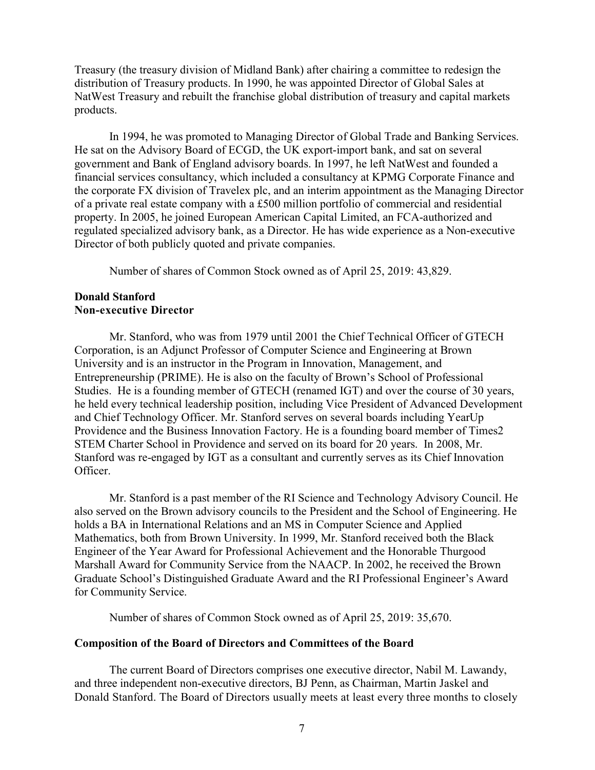Treasury (the treasury division of Midland Bank) after chairing a committee to redesign the distribution of Treasury products. In 1990, he was appointed Director of Global Sales at NatWest Treasury and rebuilt the franchise global distribution of treasury and capital markets products.

In 1994, he was promoted to Managing Director of Global Trade and Banking Services. He sat on the Advisory Board of ECGD, the UK export-import bank, and sat on several government and Bank of England advisory boards. In 1997, he left NatWest and founded a financial services consultancy, which included a consultancy at KPMG Corporate Finance and the corporate FX division of Travelex plc, and an interim appointment as the Managing Director of a private real estate company with a £500 million portfolio of commercial and residential property. In 2005, he joined European American Capital Limited, an FCA-authorized and regulated specialized advisory bank, as a Director. He has wide experience as a Non-executive Director of both publicly quoted and private companies.

Number of shares of Common Stock owned as of April 25, 2019: 43,829.

**Donald Stanford**
**Non-executive Director**

Mr. Stanford, who was from 1979 until 2001 the Chief Technical Officer of GTECH Corporation, is an Adjunct Professor of Computer Science and Engineering at Brown University and is an instructor in the Program in Innovation, Management, and Entrepreneurship (PRIME). He is also on the faculty of Brown's School of Professional Studies. He is a founding member of GTECH (renamed IGT) and over the course of 30 years, he held every technical leadership position, including Vice President of Advanced Development and Chief Technology Officer. Mr. Stanford serves on several boards including YearUp Providence and the Business Innovation Factory. He is a founding board member of Times2 STEM Charter School in Providence and served on its board for 20 years. In 2008, Mr. Stanford was re-engaged by IGT as a consultant and currently serves as its Chief Innovation Officer.

Mr. Stanford is a past member of the RI Science and Technology Advisory Council. He also served on the Brown advisory councils to the President and the School of Engineering. He holds a BA in International Relations and an MS in Computer Science and Applied Mathematics, both from Brown University. In 1999, Mr. Stanford received both the Black Engineer of the Year Award for Professional Achievement and the Honorable Thurgood Marshall Award for Community Service from the NAACP. In 2002, he received the Brown Graduate School's Distinguished Graduate Award and the RI Professional Engineer's Award for Community Service.

Number of shares of Common Stock owned as of April 25, 2019: 35,670.

**Composition of the Board of Directors and Committees of the Board**

The current Board of Directors comprises one executive director, Nabil M. Lawandy, and three independent non-executive directors, BJ Penn, as Chairman, Martin Jaskel and Donald Stanford. The Board of Directors usually meets at least every three months to closely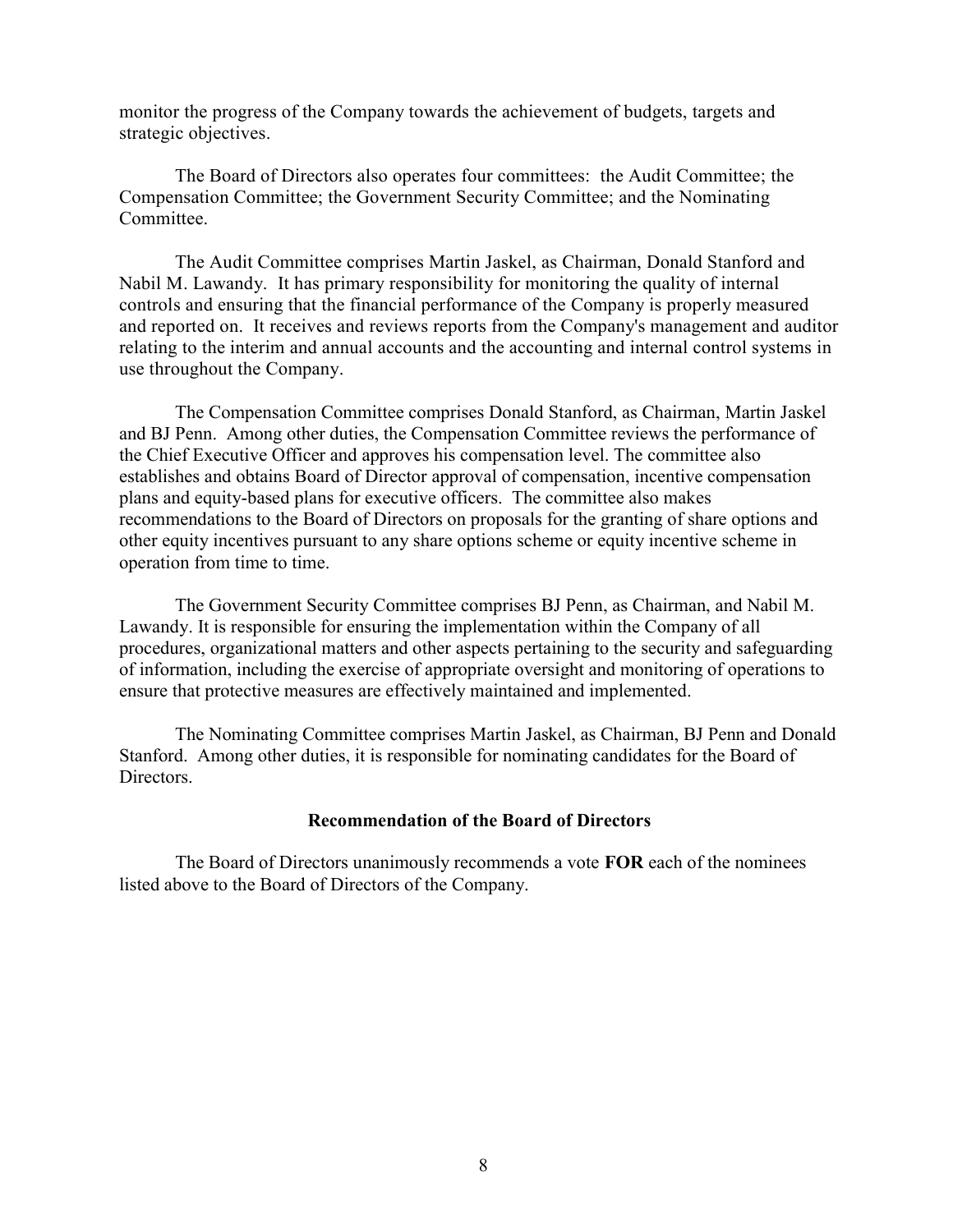monitor the progress of the Company towards the achievement of budgets, targets and strategic objectives.

The Board of Directors also operates four committees: the Audit Committee; the Compensation Committee; the Government Security Committee; and the Nominating Committee.

The Audit Committee comprises Martin Jaskel, as Chairman, Donald Stanford and Nabil M. Lawandy. It has primary responsibility for monitoring the quality of internal controls and ensuring that the financial performance of the Company is properly measured and reported on. It receives and reviews reports from the Company's management and auditor relating to the interim and annual accounts and the accounting and internal control systems in use throughout the Company.

The Compensation Committee comprises Donald Stanford, as Chairman, Martin Jaskel and BJ Penn. Among other duties, the Compensation Committee reviews the performance of the Chief Executive Officer and approves his compensation level. The committee also establishes and obtains Board of Director approval of compensation, incentive compensation plans and equity-based plans for executive officers. The committee also makes recommendations to the Board of Directors on proposals for the granting of share options and other equity incentives pursuant to any share options scheme or equity incentive scheme in operation from time to time.

The Government Security Committee comprises BJ Penn, as Chairman, and Nabil M. Lawandy. It is responsible for ensuring the implementation within the Company of all procedures, organizational matters and other aspects pertaining to the security and safeguarding of information, including the exercise of appropriate oversight and monitoring of operations to ensure that protective measures are effectively maintained and implemented.

The Nominating Committee comprises Martin Jaskel, as Chairman, BJ Penn and Donald Stanford. Among other duties, it is responsible for nominating candidates for the Board of Directors.

## Recommendation of the Board of Directors

The Board of Directors unanimously recommends a vote **FOR** each of the nominees listed above to the Board of Directors of the Company.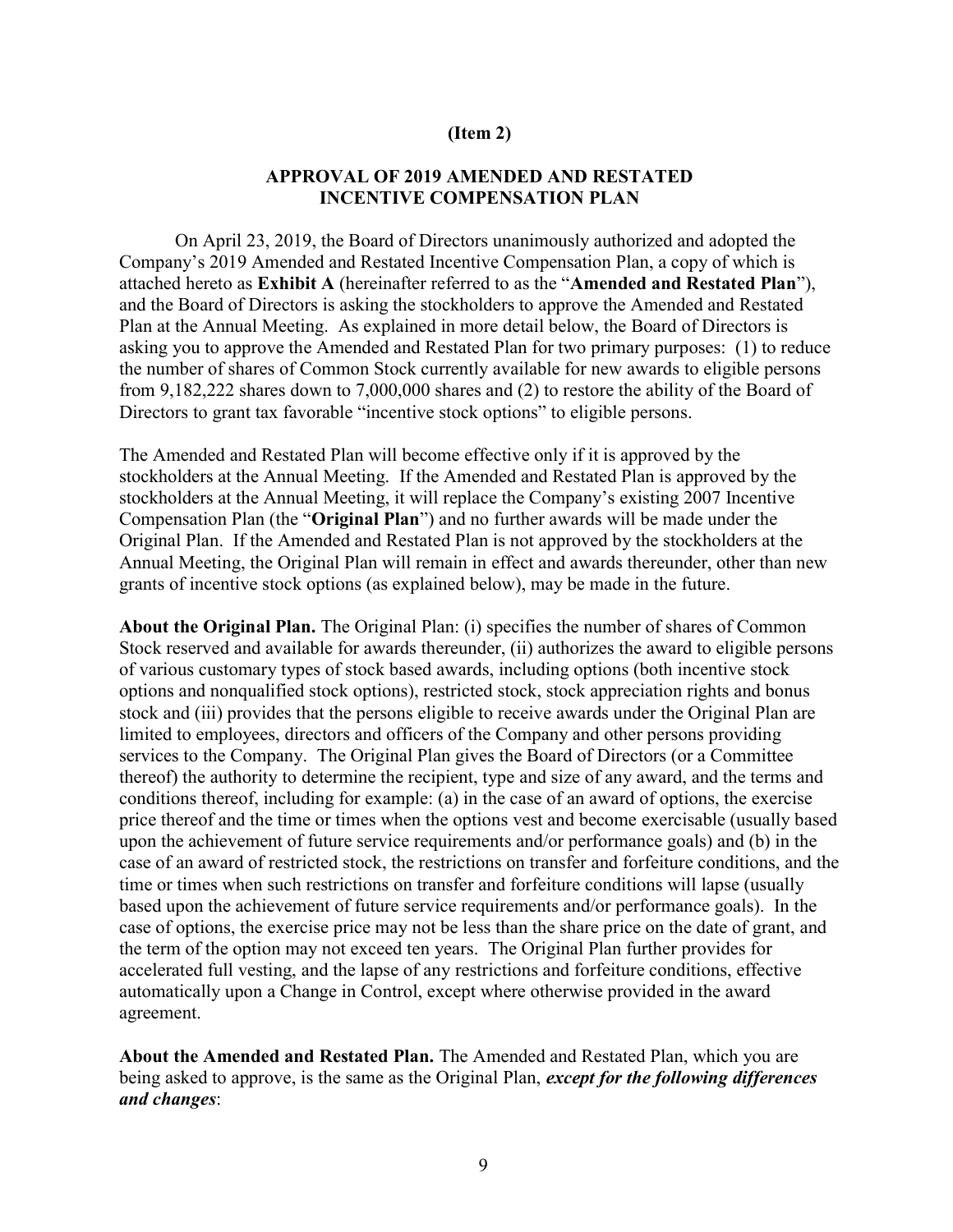**(Item 2)**

## APPROVAL OF 2019 AMENDED AND RESTATED INCENTIVE COMPENSATION PLAN

On April 23, 2019, the Board of Directors unanimously authorized and adopted the Company's 2019 Amended and Restated Incentive Compensation Plan, a copy of which is attached hereto as **Exhibit A** (hereinafter referred to as the "**Amended and Restated Plan**"), and the Board of Directors is asking the stockholders to approve the Amended and Restated Plan at the Annual Meeting. As explained in more detail below, the Board of Directors is asking you to approve the Amended and Restated Plan for two primary purposes: (1) to reduce the number of shares of Common Stock currently available for new awards to eligible persons from 9,182,222 shares down to 7,000,000 shares and (2) to restore the ability of the Board of Directors to grant tax favorable "incentive stock options" to eligible persons.

The Amended and Restated Plan will become effective only if it is approved by the stockholders at the Annual Meeting. If the Amended and Restated Plan is approved by the stockholders at the Annual Meeting, it will replace the Company's existing 2007 Incentive Compensation Plan (the "**Original Plan**") and no further awards will be made under the Original Plan. If the Amended and Restated Plan is not approved by the stockholders at the Annual Meeting, the Original Plan will remain in effect and awards thereunder, other than new grants of incentive stock options (as explained below), may be made in the future.

**About the Original Plan.** The Original Plan: (i) specifies the number of shares of Common Stock reserved and available for awards thereunder, (ii) authorizes the award to eligible persons of various customary types of stock based awards, including options (both incentive stock options and nonqualified stock options), restricted stock, stock appreciation rights and bonus stock and (iii) provides that the persons eligible to receive awards under the Original Plan are limited to employees, directors and officers of the Company and other persons providing services to the Company. The Original Plan gives the Board of Directors (or a Committee thereof) the authority to determine the recipient, type and size of any award, and the terms and conditions thereof, including for example: (a) in the case of an award of options, the exercise price thereof and the time or times when the options vest and become exercisable (usually based upon the achievement of future service requirements and/or performance goals) and (b) in the case of an award of restricted stock, the restrictions on transfer and forfeiture conditions, and the time or times when such restrictions on transfer and forfeiture conditions will lapse (usually based upon the achievement of future service requirements and/or performance goals). In the case of options, the exercise price may not be less than the share price on the date of grant, and the term of the option may not exceed ten years. The Original Plan further provides for accelerated full vesting, and the lapse of any restrictions and forfeiture conditions, effective automatically upon a Change in Control, except where otherwise provided in the award agreement.

**About the Amended and Restated Plan.** The Amended and Restated Plan, which you are being asked to approve, is the same as the Original Plan, ***except for the following differences and changes***: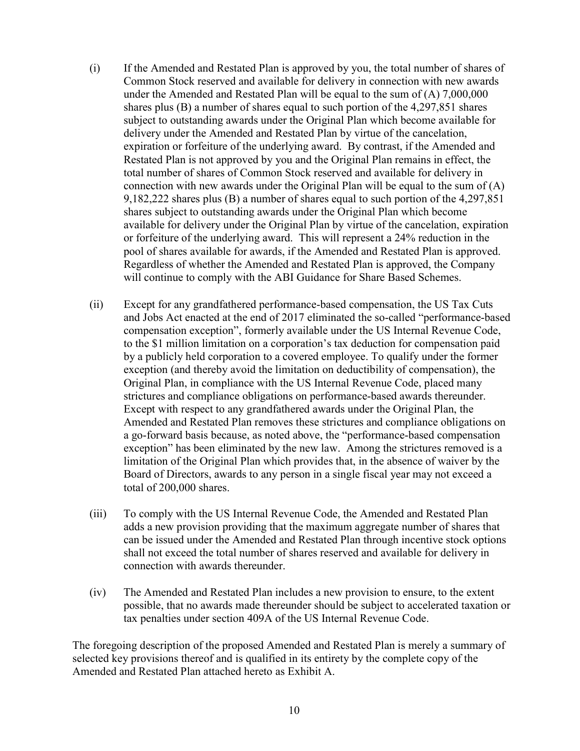(i) If the Amended and Restated Plan is approved by you, the total number of shares of Common Stock reserved and available for delivery in connection with new awards under the Amended and Restated Plan will be equal to the sum of (A) 7,000,000 shares plus (B) a number of shares equal to such portion of the 4,297,851 shares subject to outstanding awards under the Original Plan which become available for delivery under the Amended and Restated Plan by virtue of the cancelation, expiration or forfeiture of the underlying award. By contrast, if the Amended and Restated Plan is not approved by you and the Original Plan remains in effect, the total number of shares of Common Stock reserved and available for delivery in connection with new awards under the Original Plan will be equal to the sum of (A) 9,182,222 shares plus (B) a number of shares equal to such portion of the 4,297,851 shares subject to outstanding awards under the Original Plan which become available for delivery under the Original Plan by virtue of the cancelation, expiration or forfeiture of the underlying award. This will represent a 24% reduction in the pool of shares available for awards, if the Amended and Restated Plan is approved. Regardless of whether the Amended and Restated Plan is approved, the Company will continue to comply with the ABI Guidance for Share Based Schemes.

(ii) Except for any grandfathered performance-based compensation, the US Tax Cuts and Jobs Act enacted at the end of 2017 eliminated the so-called "performance-based compensation exception", formerly available under the US Internal Revenue Code, to the $1 million limitation on a corporation's tax deduction for compensation paid by a publicly held corporation to a covered employee. To qualify under the former exception (and thereby avoid the limitation on deductibility of compensation), the Original Plan, in compliance with the US Internal Revenue Code, placed many strictures and compliance obligations on performance-based awards thereunder. Except with respect to any grandfathered awards under the Original Plan, the Amended and Restated Plan removes these strictures and compliance obligations on a go-forward basis because, as noted above, the "performance-based compensation exception" has been eliminated by the new law. Among the strictures removed is a limitation of the Original Plan which provides that, in the absence of waiver by the Board of Directors, awards to any person in a single fiscal year may not exceed a total of 200,000 shares.

(iii) To comply with the US Internal Revenue Code, the Amended and Restated Plan adds a new provision providing that the maximum aggregate number of shares that can be issued under the Amended and Restated Plan through incentive stock options shall not exceed the total number of shares reserved and available for delivery in connection with awards thereunder.

(iv) The Amended and Restated Plan includes a new provision to ensure, to the extent possible, that no awards made thereunder should be subject to accelerated taxation or tax penalties under section 409A of the US Internal Revenue Code.

The foregoing description of the proposed Amended and Restated Plan is merely a summary of selected key provisions thereof and is qualified in its entirety by the complete copy of the Amended and Restated Plan attached hereto as Exhibit A.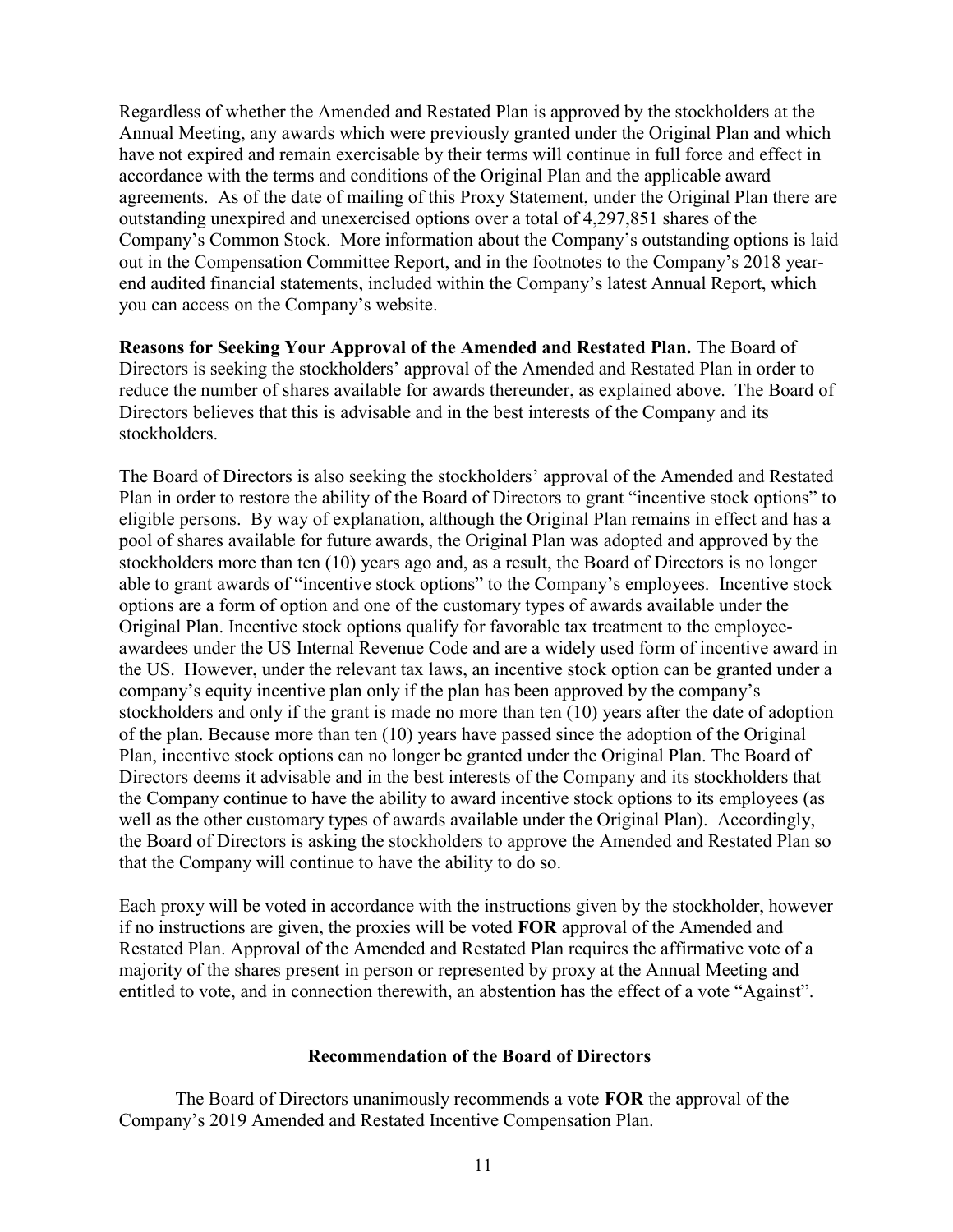Regardless of whether the Amended and Restated Plan is approved by the stockholders at the Annual Meeting, any awards which were previously granted under the Original Plan and which have not expired and remain exercisable by their terms will continue in full force and effect in accordance with the terms and conditions of the Original Plan and the applicable award agreements. As of the date of mailing of this Proxy Statement, under the Original Plan there are outstanding unexpired and unexercised options over a total of 4,297,851 shares of the Company's Common Stock. More information about the Company's outstanding options is laid out in the Compensation Committee Report, and in the footnotes to the Company's 2018 year-end audited financial statements, included within the Company's latest Annual Report, which you can access on the Company's website.

**Reasons for Seeking Your Approval of the Amended and Restated Plan.** The Board of Directors is seeking the stockholders' approval of the Amended and Restated Plan in order to reduce the number of shares available for awards thereunder, as explained above. The Board of Directors believes that this is advisable and in the best interests of the Company and its stockholders.

The Board of Directors is also seeking the stockholders' approval of the Amended and Restated Plan in order to restore the ability of the Board of Directors to grant "incentive stock options" to eligible persons. By way of explanation, although the Original Plan remains in effect and has a pool of shares available for future awards, the Original Plan was adopted and approved by the stockholders more than ten (10) years ago and, as a result, the Board of Directors is no longer able to grant awards of "incentive stock options" to the Company's employees. Incentive stock options are a form of option and one of the customary types of awards available under the Original Plan. Incentive stock options qualify for favorable tax treatment to the employee-awardees under the US Internal Revenue Code and are a widely used form of incentive award in the US. However, under the relevant tax laws, an incentive stock option can be granted under a company's equity incentive plan only if the plan has been approved by the company's stockholders and only if the grant is made no more than ten (10) years after the date of adoption of the plan. Because more than ten (10) years have passed since the adoption of the Original Plan, incentive stock options can no longer be granted under the Original Plan. The Board of Directors deems it advisable and in the best interests of the Company and its stockholders that the Company continue to have the ability to award incentive stock options to its employees (as well as the other customary types of awards available under the Original Plan). Accordingly, the Board of Directors is asking the stockholders to approve the Amended and Restated Plan so that the Company will continue to have the ability to do so.

Each proxy will be voted in accordance with the instructions given by the stockholder, however if no instructions are given, the proxies will be voted **FOR** approval of the Amended and Restated Plan. Approval of the Amended and Restated Plan requires the affirmative vote of a majority of the shares present in person or represented by proxy at the Annual Meeting and entitled to vote, and in connection therewith, an abstention has the effect of a vote "Against".

**Recommendation of the Board of Directors**

The Board of Directors unanimously recommends a vote **FOR** the approval of the Company's 2019 Amended and Restated Incentive Compensation Plan.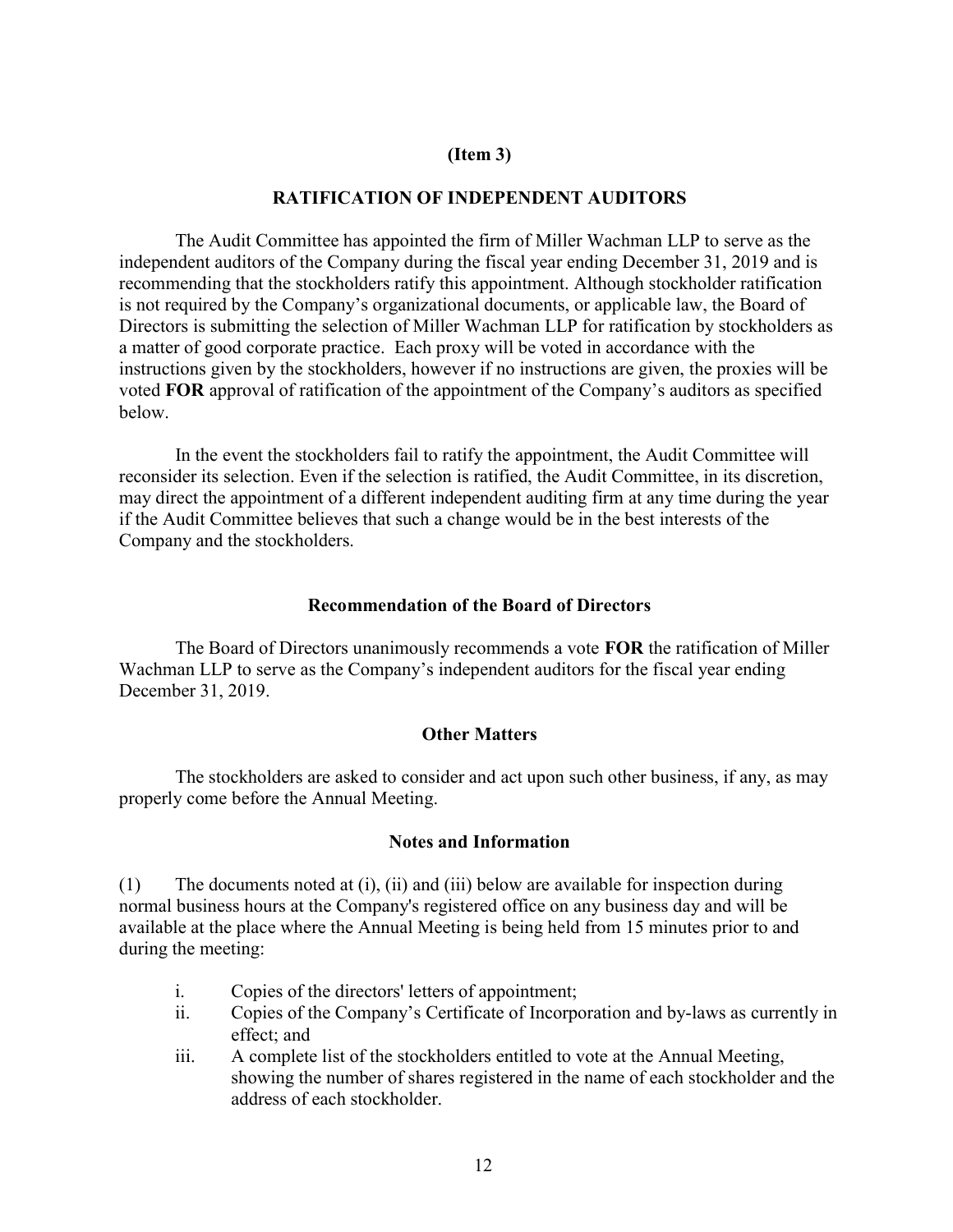**(Item 3)**

## RATIFICATION OF INDEPENDENT AUDITORS

The Audit Committee has appointed the firm of Miller Wachman LLP to serve as the independent auditors of the Company during the fiscal year ending December 31, 2019 and is recommending that the stockholders ratify this appointment. Although stockholder ratification is not required by the Company's organizational documents, or applicable law, the Board of Directors is submitting the selection of Miller Wachman LLP for ratification by stockholders as a matter of good corporate practice. Each proxy will be voted in accordance with the instructions given by the stockholders, however if no instructions are given, the proxies will be voted **FOR** approval of ratification of the appointment of the Company's auditors as specified below.

In the event the stockholders fail to ratify the appointment, the Audit Committee will reconsider its selection. Even if the selection is ratified, the Audit Committee, in its discretion, may direct the appointment of a different independent auditing firm at any time during the year if the Audit Committee believes that such a change would be in the best interests of the Company and the stockholders.

### Recommendation of the Board of Directors

The Board of Directors unanimously recommends a vote **FOR** the ratification of Miller Wachman LLP to serve as the Company's independent auditors for the fiscal year ending December 31, 2019.

### Other Matters

The stockholders are asked to consider and act upon such other business, if any, as may properly come before the Annual Meeting.

### Notes and Information

(1) The documents noted at (i), (ii) and (iii) below are available for inspection during normal business hours at the Company's registered office on any business day and will be available at the place where the Annual Meeting is being held from 15 minutes prior to and during the meeting:

i. Copies of the directors' letters of appointment;
ii. Copies of the Company's Certificate of Incorporation and by-laws as currently in effect; and
iii. A complete list of the stockholders entitled to vote at the Annual Meeting, showing the number of shares registered in the name of each stockholder and the address of each stockholder.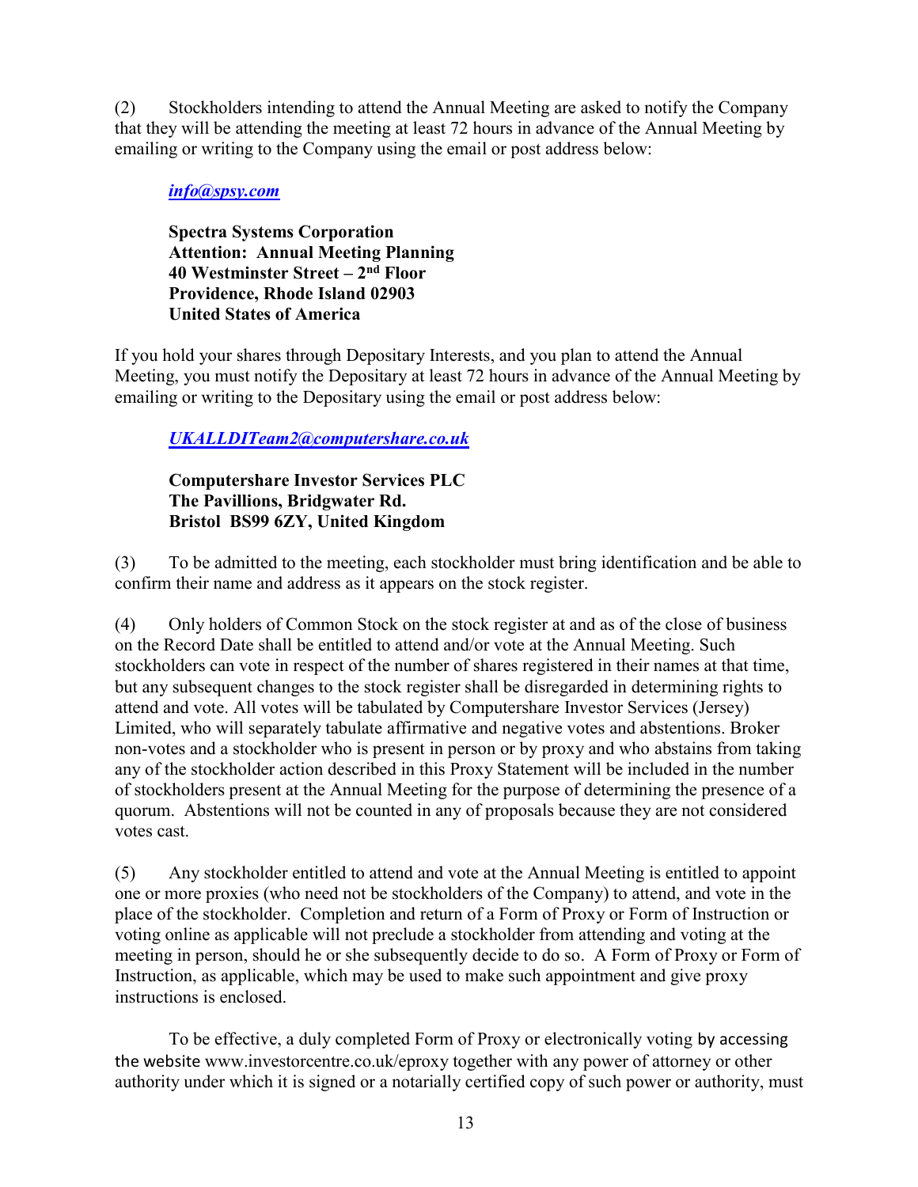(2) Stockholders intending to attend the Annual Meeting are asked to notify the Company that they will be attending the meeting at least 72 hours in advance of the Annual Meeting by emailing or writing to the Company using the email or post address below:

> ***info@spsy.com***
>
> **Spectra Systems Corporation**
> **Attention: Annual Meeting Planning**
> **40 Westminster Street – 2nd Floor**
> **Providence, Rhode Island 02903**
> **United States of America**

If you hold your shares through Depositary Interests, and you plan to attend the Annual Meeting, you must notify the Depositary at least 72 hours in advance of the Annual Meeting by emailing or writing to the Depositary using the email or post address below:

> ***UKALLDITeam2@computershare.co.uk***
>
> **Computershare Investor Services PLC**
> **The Pavillions, Bridgwater Rd.**
> **Bristol BS99 6ZY, United Kingdom**

(3) To be admitted to the meeting, each stockholder must bring identification and be able to confirm their name and address as it appears on the stock register.

(4) Only holders of Common Stock on the stock register at and as of the close of business on the Record Date shall be entitled to attend and/or vote at the Annual Meeting. Such stockholders can vote in respect of the number of shares registered in their names at that time, but any subsequent changes to the stock register shall be disregarded in determining rights to attend and vote. All votes will be tabulated by Computershare Investor Services (Jersey) Limited, who will separately tabulate affirmative and negative votes and abstentions. Broker non-votes and a stockholder who is present in person or by proxy and who abstains from taking any of the stockholder action described in this Proxy Statement will be included in the number of stockholders present at the Annual Meeting for the purpose of determining the presence of a quorum. Abstentions will not be counted in any of proposals because they are not considered votes cast.

(5) Any stockholder entitled to attend and vote at the Annual Meeting is entitled to appoint one or more proxies (who need not be stockholders of the Company) to attend, and vote in the place of the stockholder. Completion and return of a Form of Proxy or Form of Instruction or voting online as applicable will not preclude a stockholder from attending and voting at the meeting in person, should he or she subsequently decide to do so. A Form of Proxy or Form of Instruction, as applicable, which may be used to make such appointment and give proxy instructions is enclosed.

To be effective, a duly completed Form of Proxy or electronically voting by accessing the website www.investorcentre.co.uk/eproxy together with any power of attorney or other authority under which it is signed or a notarially certified copy of such power or authority, must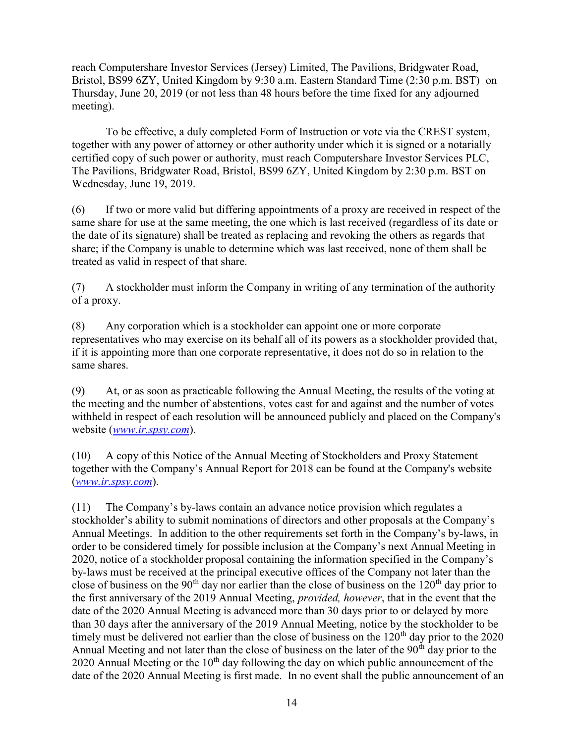reach Computershare Investor Services (Jersey) Limited, The Pavilions, Bridgwater Road, Bristol, BS99 6ZY, United Kingdom by 9:30 a.m. Eastern Standard Time (2:30 p.m. BST) on Thursday, June 20, 2019 (or not less than 48 hours before the time fixed for any adjourned meeting).

To be effective, a duly completed Form of Instruction or vote via the CREST system, together with any power of attorney or other authority under which it is signed or a notarially certified copy of such power or authority, must reach Computershare Investor Services PLC, The Pavilions, Bridgwater Road, Bristol, BS99 6ZY, United Kingdom by 2:30 p.m. BST on Wednesday, June 19, 2019.

(6) If two or more valid but differing appointments of a proxy are received in respect of the same share for use at the same meeting, the one which is last received (regardless of its date or the date of its signature) shall be treated as replacing and revoking the others as regards that share; if the Company is unable to determine which was last received, none of them shall be treated as valid in respect of that share.

(7) A stockholder must inform the Company in writing of any termination of the authority of a proxy.

(8) Any corporation which is a stockholder can appoint one or more corporate representatives who may exercise on its behalf all of its powers as a stockholder provided that, if it is appointing more than one corporate representative, it does not do so in relation to the same shares.

(9) At, or as soon as practicable following the Annual Meeting, the results of the voting at the meeting and the number of abstentions, votes cast for and against and the number of votes withheld in respect of each resolution will be announced publicly and placed on the Company's website (*www.ir.spsy.com*).

(10) A copy of this Notice of the Annual Meeting of Stockholders and Proxy Statement together with the Company's Annual Report for 2018 can be found at the Company's website (*www.ir.spsy.com*).

(11) The Company's by-laws contain an advance notice provision which regulates a stockholder's ability to submit nominations of directors and other proposals at the Company's Annual Meetings. In addition to the other requirements set forth in the Company's by-laws, in order to be considered timely for possible inclusion at the Company's next Annual Meeting in 2020, notice of a stockholder proposal containing the information specified in the Company's by-laws must be received at the principal executive offices of the Company not later than the close of business on the 90th day nor earlier than the close of business on the 120th day prior to the first anniversary of the 2019 Annual Meeting, *provided, however*, that in the event that the date of the 2020 Annual Meeting is advanced more than 30 days prior to or delayed by more than 30 days after the anniversary of the 2019 Annual Meeting, notice by the stockholder to be timely must be delivered not earlier than the close of business on the 120th day prior to the 2020 Annual Meeting and not later than the close of business on the later of the 90th day prior to the 2020 Annual Meeting or the 10th day following the day on which public announcement of the date of the 2020 Annual Meeting is first made. In no event shall the public announcement of an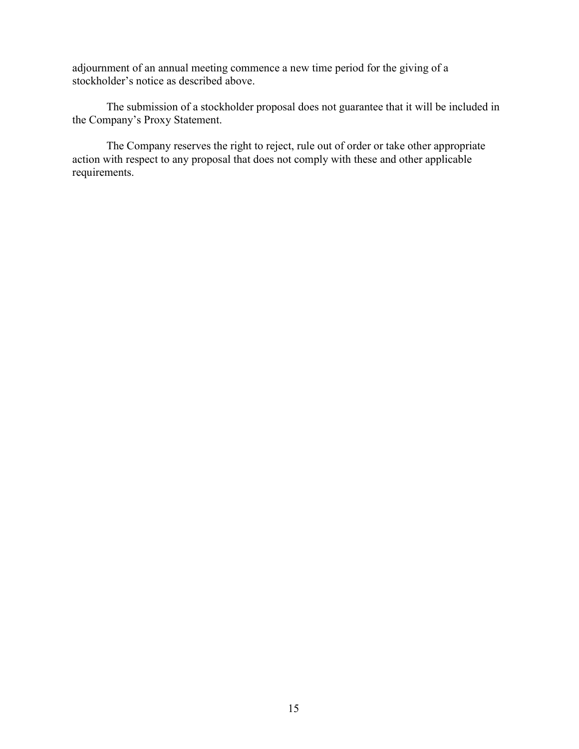adjournment of an annual meeting commence a new time period for the giving of a stockholder's notice as described above.

The submission of a stockholder proposal does not guarantee that it will be included in the Company's Proxy Statement.

The Company reserves the right to reject, rule out of order or take other appropriate action with respect to any proposal that does not comply with these and other applicable requirements.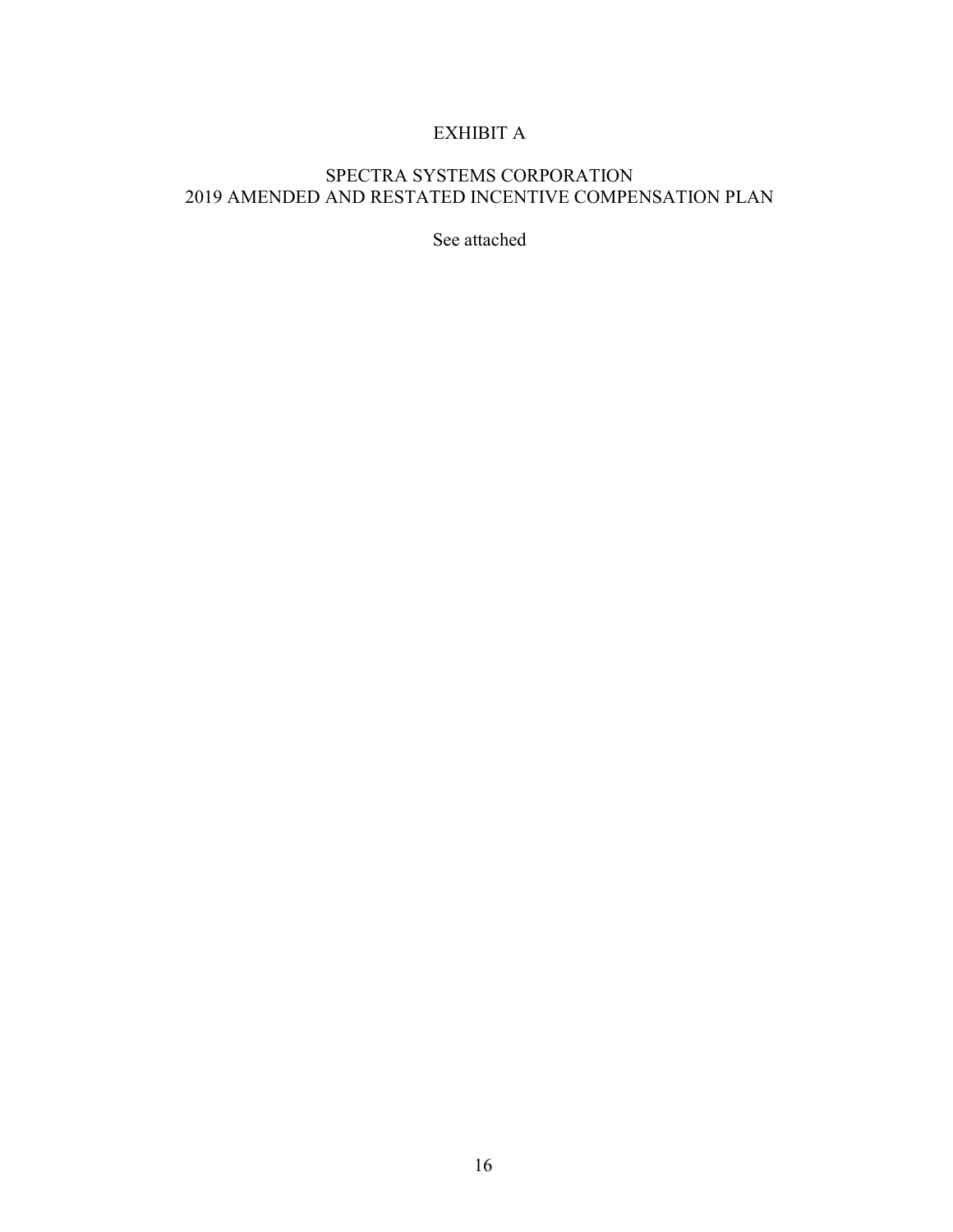# EXHIBIT A

## SPECTRA SYSTEMS CORPORATION
## 2019 AMENDED AND RESTATED INCENTIVE COMPENSATION PLAN

See attached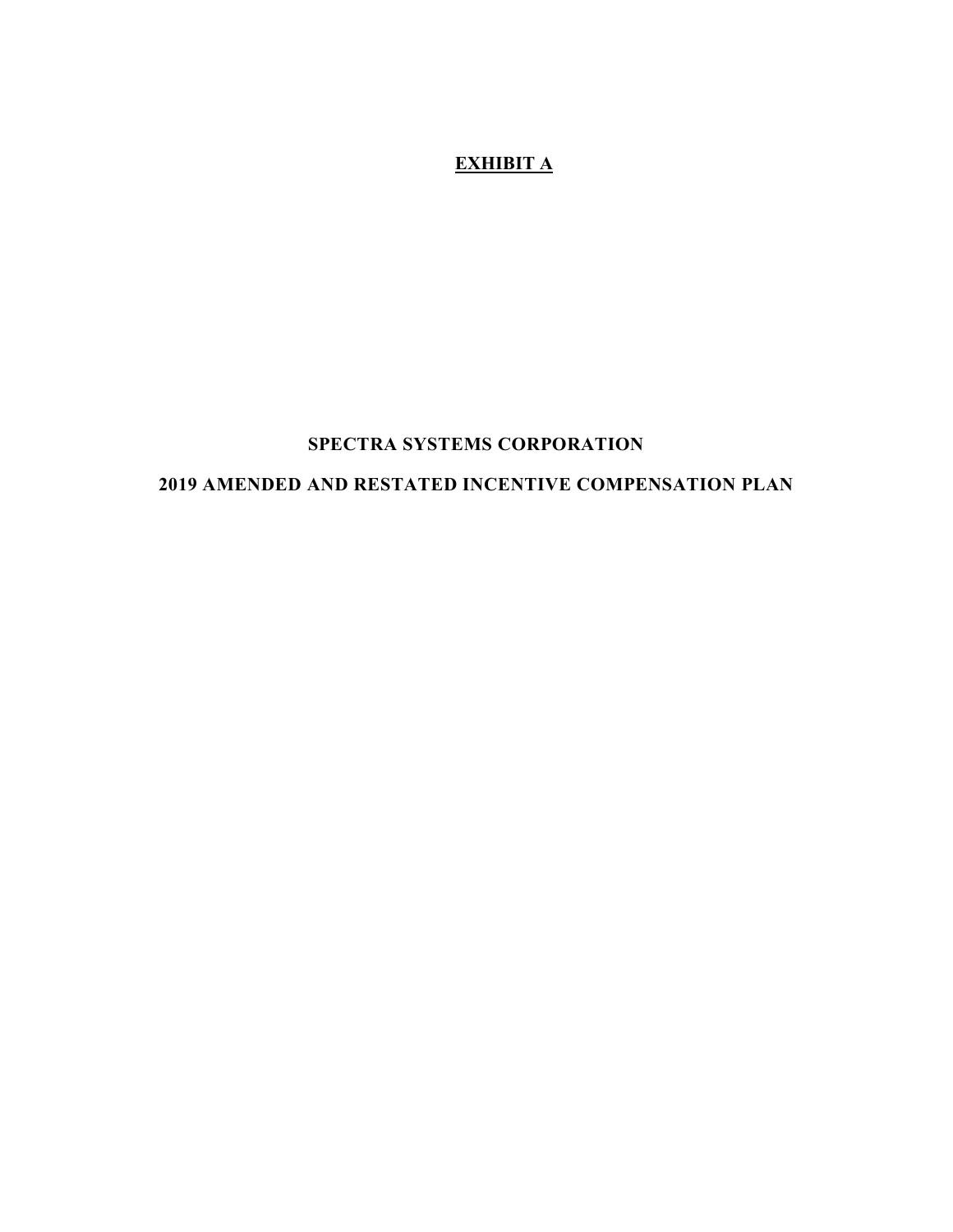# EXHIBIT A

## SPECTRA SYSTEMS CORPORATION

## 2019 AMENDED AND RESTATED INCENTIVE COMPENSATION PLAN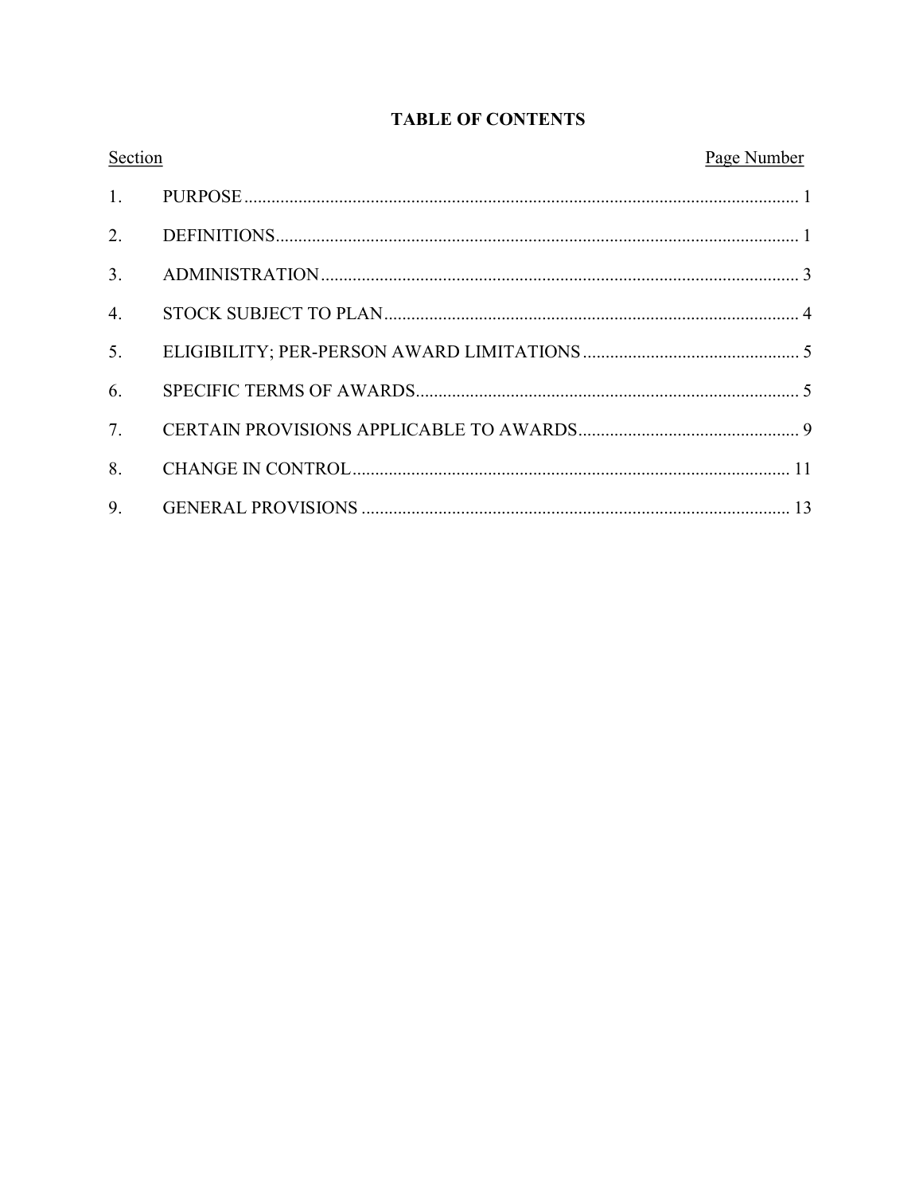**TABLE OF CONTENTS**

| Section | | Page Number |
|---|---|---|
| 1. | PURPOSE | 1 |
| 2. | DEFINITIONS | 1 |
| 3. | ADMINISTRATION | 3 |
| 4. | STOCK SUBJECT TO PLAN | 4 |
| 5. | ELIGIBILITY; PER-PERSON AWARD LIMITATIONS | 5 |
| 6. | SPECIFIC TERMS OF AWARDS | 5 |
| 7. | CERTAIN PROVISIONS APPLICABLE TO AWARDS | 9 |
| 8. | CHANGE IN CONTROL | 11 |
| 9. | GENERAL PROVISIONS | 13 |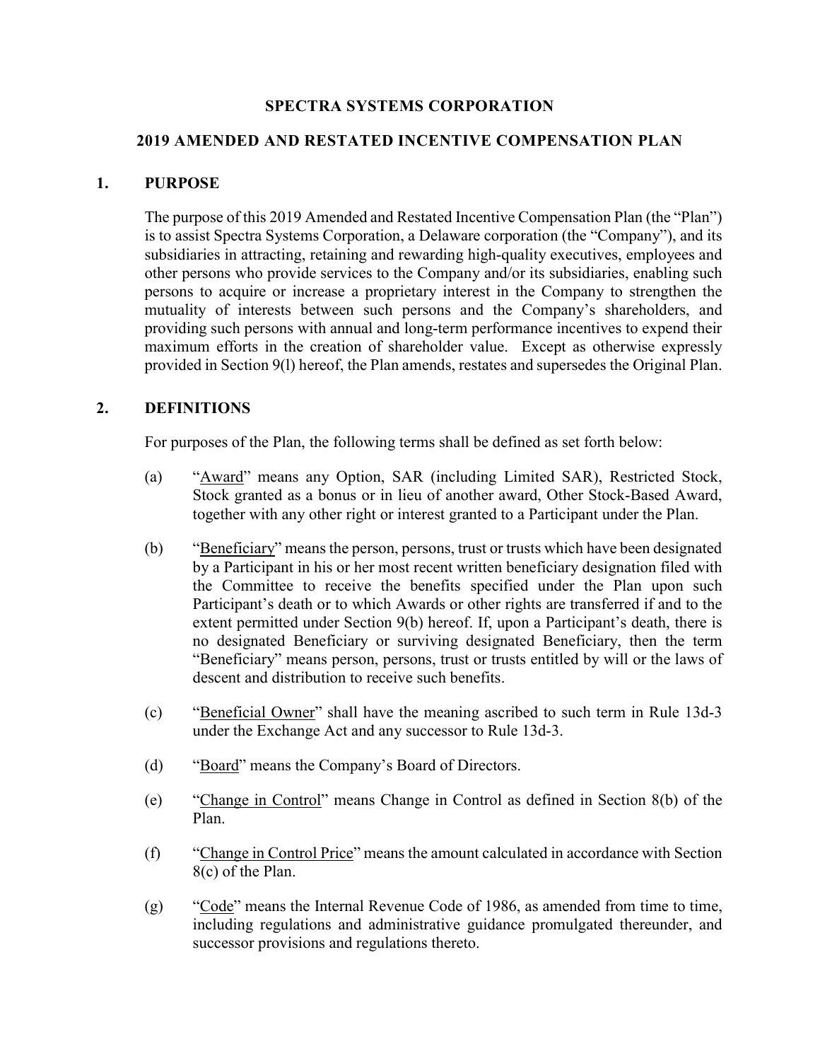# SPECTRA SYSTEMS CORPORATION

## 2019 AMENDED AND RESTATED INCENTIVE COMPENSATION PLAN

### 1. PURPOSE

The purpose of this 2019 Amended and Restated Incentive Compensation Plan (the "Plan") is to assist Spectra Systems Corporation, a Delaware corporation (the "Company"), and its subsidiaries in attracting, retaining and rewarding high-quality executives, employees and other persons who provide services to the Company and/or its subsidiaries, enabling such persons to acquire or increase a proprietary interest in the Company to strengthen the mutuality of interests between such persons and the Company's shareholders, and providing such persons with annual and long-term performance incentives to expend their maximum efforts in the creation of shareholder value. Except as otherwise expressly provided in Section 9(l) hereof, the Plan amends, restates and supersedes the Original Plan.

### 2. DEFINITIONS

For purposes of the Plan, the following terms shall be defined as set forth below:

(a) "Award" means any Option, SAR (including Limited SAR), Restricted Stock, Stock granted as a bonus or in lieu of another award, Other Stock-Based Award, together with any other right or interest granted to a Participant under the Plan.

(b) "Beneficiary" means the person, persons, trust or trusts which have been designated by a Participant in his or her most recent written beneficiary designation filed with the Committee to receive the benefits specified under the Plan upon such Participant's death or to which Awards or other rights are transferred if and to the extent permitted under Section 9(b) hereof. If, upon a Participant's death, there is no designated Beneficiary or surviving designated Beneficiary, then the term "Beneficiary" means person, persons, trust or trusts entitled by will or the laws of descent and distribution to receive such benefits.

(c) "Beneficial Owner" shall have the meaning ascribed to such term in Rule 13d-3 under the Exchange Act and any successor to Rule 13d-3.

(d) "Board" means the Company's Board of Directors.

(e) "Change in Control" means Change in Control as defined in Section 8(b) of the Plan.

(f) "Change in Control Price" means the amount calculated in accordance with Section 8(c) of the Plan.

(g) "Code" means the Internal Revenue Code of 1986, as amended from time to time, including regulations and administrative guidance promulgated thereunder, and successor provisions and regulations thereto.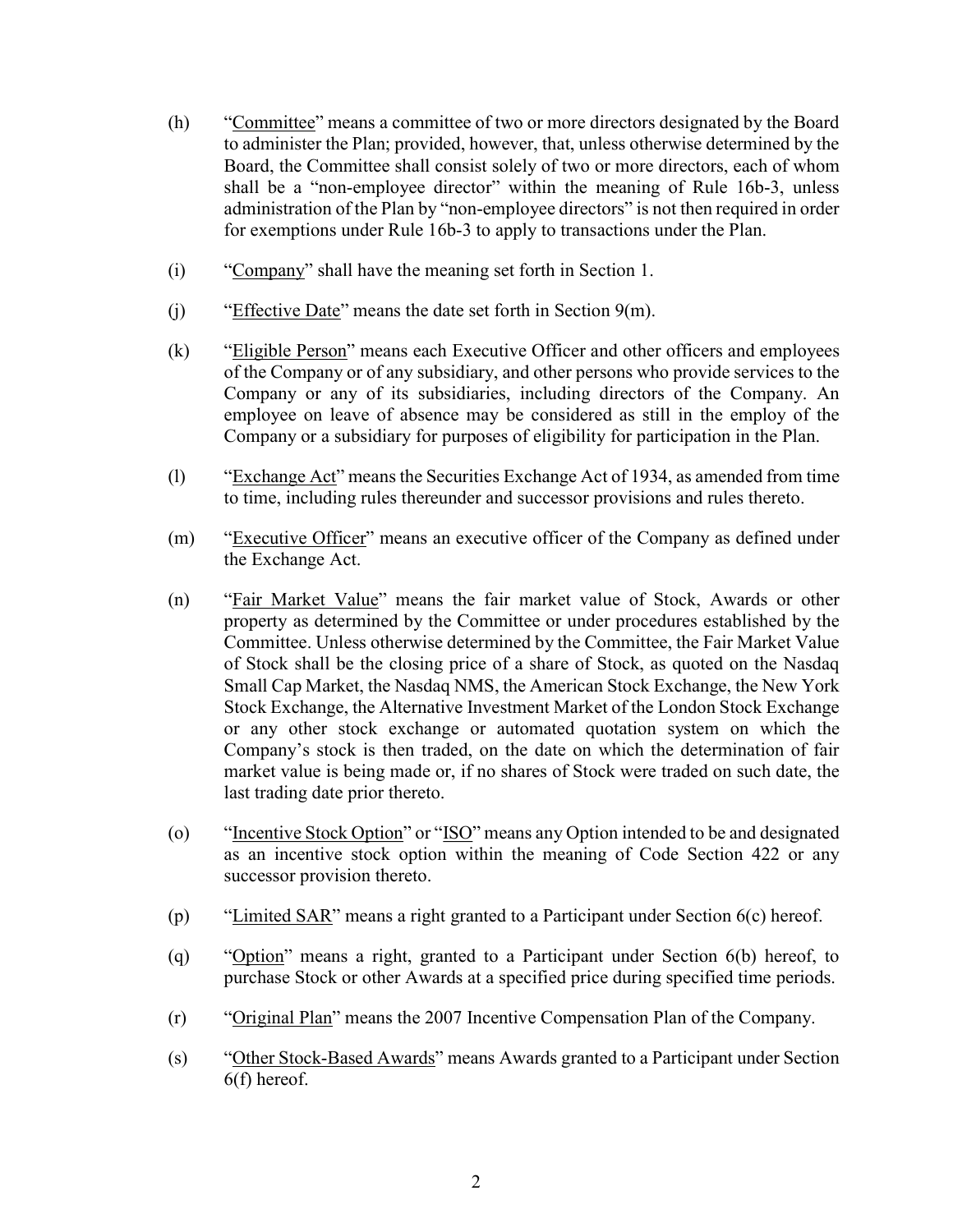(h) "Committee" means a committee of two or more directors designated by the Board to administer the Plan; provided, however, that, unless otherwise determined by the Board, the Committee shall consist solely of two or more directors, each of whom shall be a "non-employee director" within the meaning of Rule 16b-3, unless administration of the Plan by "non-employee directors" is not then required in order for exemptions under Rule 16b-3 to apply to transactions under the Plan.

(i) "Company" shall have the meaning set forth in Section 1.

(j) "Effective Date" means the date set forth in Section 9(m).

(k) "Eligible Person" means each Executive Officer and other officers and employees of the Company or of any subsidiary, and other persons who provide services to the Company or any of its subsidiaries, including directors of the Company. An employee on leave of absence may be considered as still in the employ of the Company or a subsidiary for purposes of eligibility for participation in the Plan.

(l) "Exchange Act" means the Securities Exchange Act of 1934, as amended from time to time, including rules thereunder and successor provisions and rules thereto.

(m) "Executive Officer" means an executive officer of the Company as defined under the Exchange Act.

(n) "Fair Market Value" means the fair market value of Stock, Awards or other property as determined by the Committee or under procedures established by the Committee. Unless otherwise determined by the Committee, the Fair Market Value of Stock shall be the closing price of a share of Stock, as quoted on the Nasdaq Small Cap Market, the Nasdaq NMS, the American Stock Exchange, the New York Stock Exchange, the Alternative Investment Market of the London Stock Exchange or any other stock exchange or automated quotation system on which the Company's stock is then traded, on the date on which the determination of fair market value is being made or, if no shares of Stock were traded on such date, the last trading date prior thereto.

(o) "Incentive Stock Option" or "ISO" means any Option intended to be and designated as an incentive stock option within the meaning of Code Section 422 or any successor provision thereto.

(p) "Limited SAR" means a right granted to a Participant under Section 6(c) hereof.

(q) "Option" means a right, granted to a Participant under Section 6(b) hereof, to purchase Stock or other Awards at a specified price during specified time periods.

(r) "Original Plan" means the 2007 Incentive Compensation Plan of the Company.

(s) "Other Stock-Based Awards" means Awards granted to a Participant under Section 6(f) hereof.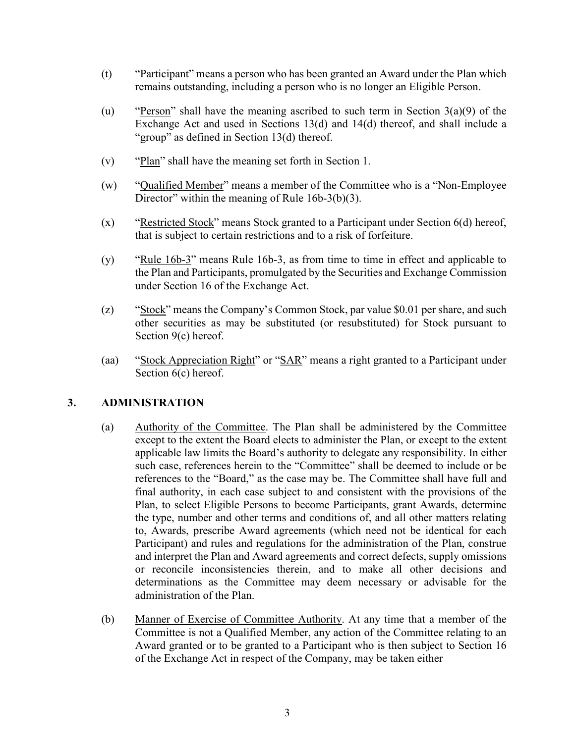(t) "Participant" means a person who has been granted an Award under the Plan which remains outstanding, including a person who is no longer an Eligible Person.

(u) "Person" shall have the meaning ascribed to such term in Section 3(a)(9) of the Exchange Act and used in Sections 13(d) and 14(d) thereof, and shall include a "group" as defined in Section 13(d) thereof.

(v) "Plan" shall have the meaning set forth in Section 1.

(w) "Qualified Member" means a member of the Committee who is a "Non-Employee Director" within the meaning of Rule 16b-3(b)(3).

(x) "Restricted Stock" means Stock granted to a Participant under Section 6(d) hereof, that is subject to certain restrictions and to a risk of forfeiture.

(y) "Rule 16b-3" means Rule 16b-3, as from time to time in effect and applicable to the Plan and Participants, promulgated by the Securities and Exchange Commission under Section 16 of the Exchange Act.

(z) "Stock" means the Company's Common Stock, par value $0.01 per share, and such other securities as may be substituted (or resubstituted) for Stock pursuant to Section 9(c) hereof.

(aa) "Stock Appreciation Right" or "SAR" means a right granted to a Participant under Section 6(c) hereof.

## 3. ADMINISTRATION

(a) Authority of the Committee. The Plan shall be administered by the Committee except to the extent the Board elects to administer the Plan, or except to the extent applicable law limits the Board's authority to delegate any responsibility. In either such case, references herein to the "Committee" shall be deemed to include or be references to the "Board," as the case may be. The Committee shall have full and final authority, in each case subject to and consistent with the provisions of the Plan, to select Eligible Persons to become Participants, grant Awards, determine the type, number and other terms and conditions of, and all other matters relating to, Awards, prescribe Award agreements (which need not be identical for each Participant) and rules and regulations for the administration of the Plan, construe and interpret the Plan and Award agreements and correct defects, supply omissions or reconcile inconsistencies therein, and to make all other decisions and determinations as the Committee may deem necessary or advisable for the administration of the Plan.

(b) Manner of Exercise of Committee Authority. At any time that a member of the Committee is not a Qualified Member, any action of the Committee relating to an Award granted or to be granted to a Participant who is then subject to Section 16 of the Exchange Act in respect of the Company, may be taken either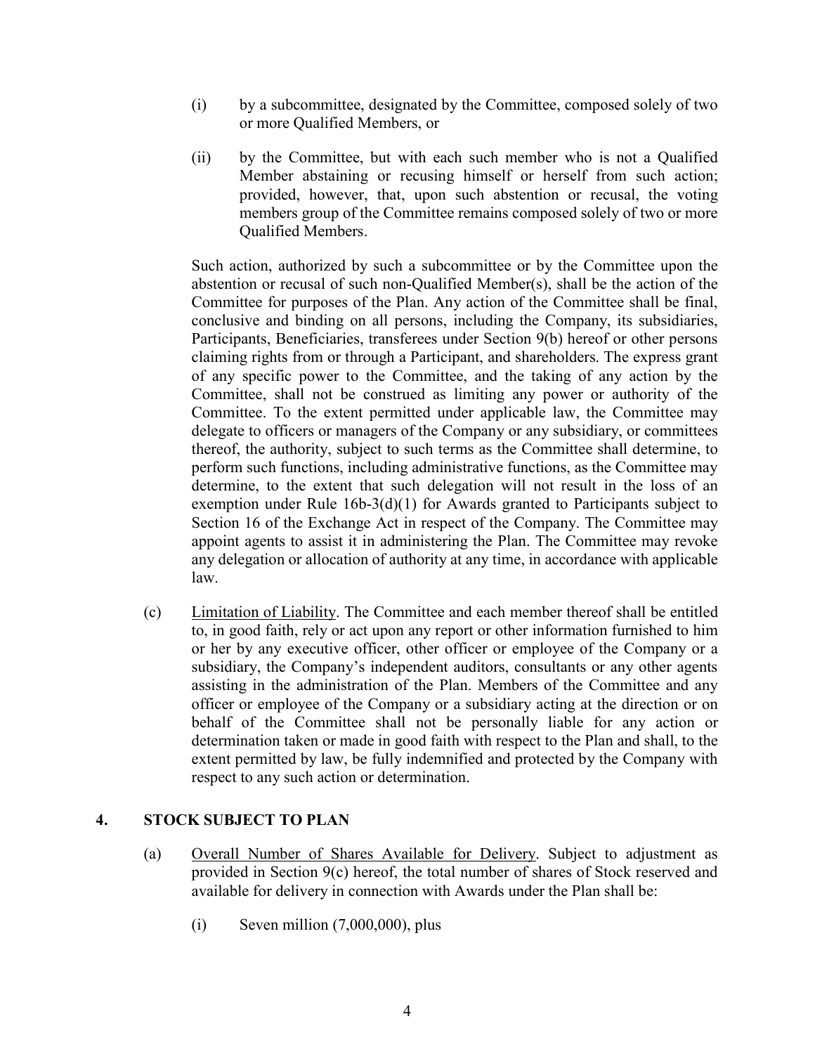(i) by a subcommittee, designated by the Committee, composed solely of two or more Qualified Members, or

(ii) by the Committee, but with each such member who is not a Qualified Member abstaining or recusing himself or herself from such action; provided, however, that, upon such abstention or recusal, the voting members group of the Committee remains composed solely of two or more Qualified Members.

Such action, authorized by such a subcommittee or by the Committee upon the abstention or recusal of such non-Qualified Member(s), shall be the action of the Committee for purposes of the Plan. Any action of the Committee shall be final, conclusive and binding on all persons, including the Company, its subsidiaries, Participants, Beneficiaries, transferees under Section 9(b) hereof or other persons claiming rights from or through a Participant, and shareholders. The express grant of any specific power to the Committee, and the taking of any action by the Committee, shall not be construed as limiting any power or authority of the Committee. To the extent permitted under applicable law, the Committee may delegate to officers or managers of the Company or any subsidiary, or committees thereof, the authority, subject to such terms as the Committee shall determine, to perform such functions, including administrative functions, as the Committee may determine, to the extent that such delegation will not result in the loss of an exemption under Rule 16b-3(d)(1) for Awards granted to Participants subject to Section 16 of the Exchange Act in respect of the Company. The Committee may appoint agents to assist it in administering the Plan. The Committee may revoke any delegation or allocation of authority at any time, in accordance with applicable law.

(c) Limitation of Liability. The Committee and each member thereof shall be entitled to, in good faith, rely or act upon any report or other information furnished to him or her by any executive officer, other officer or employee of the Company or a subsidiary, the Company's independent auditors, consultants or any other agents assisting in the administration of the Plan. Members of the Committee and any officer or employee of the Company or a subsidiary acting at the direction or on behalf of the Committee shall not be personally liable for any action or determination taken or made in good faith with respect to the Plan and shall, to the extent permitted by law, be fully indemnified and protected by the Company with respect to any such action or determination.

## 4. STOCK SUBJECT TO PLAN

(a) Overall Number of Shares Available for Delivery. Subject to adjustment as provided in Section 9(c) hereof, the total number of shares of Stock reserved and available for delivery in connection with Awards under the Plan shall be:

(i) Seven million (7,000,000), plus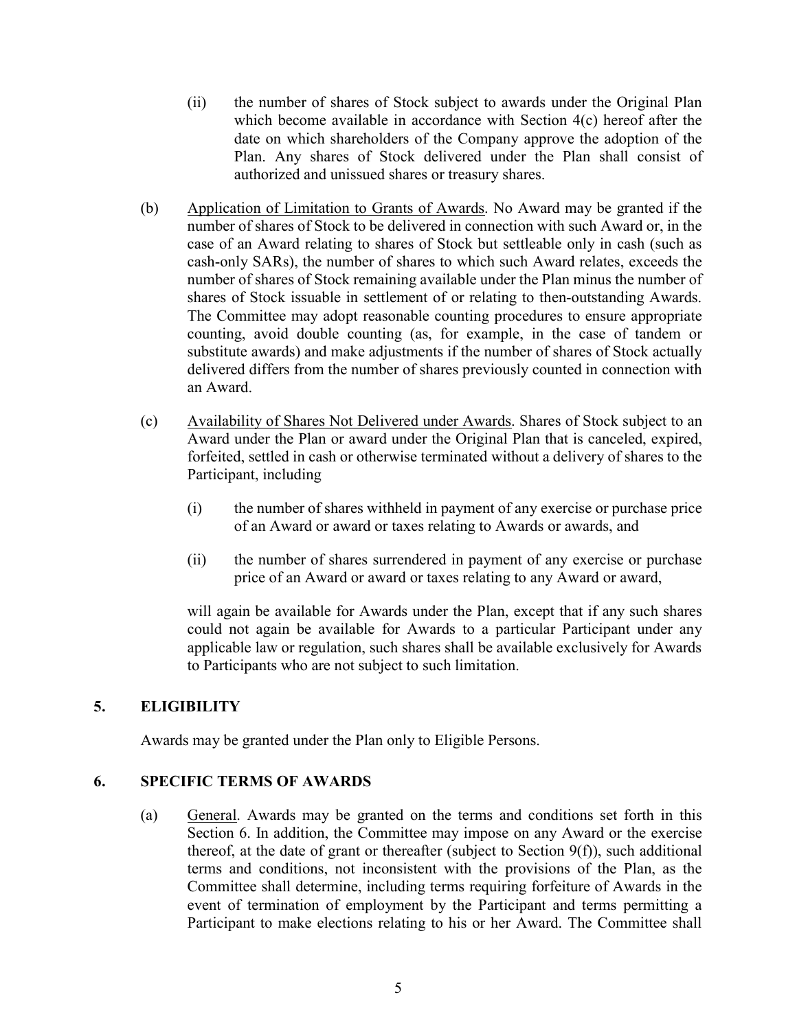(ii) the number of shares of Stock subject to awards under the Original Plan which become available in accordance with Section 4(c) hereof after the date on which shareholders of the Company approve the adoption of the Plan. Any shares of Stock delivered under the Plan shall consist of authorized and unissued shares or treasury shares.

(b) Application of Limitation to Grants of Awards. No Award may be granted if the number of shares of Stock to be delivered in connection with such Award or, in the case of an Award relating to shares of Stock but settleable only in cash (such as cash-only SARs), the number of shares to which such Award relates, exceeds the number of shares of Stock remaining available under the Plan minus the number of shares of Stock issuable in settlement of or relating to then-outstanding Awards. The Committee may adopt reasonable counting procedures to ensure appropriate counting, avoid double counting (as, for example, in the case of tandem or substitute awards) and make adjustments if the number of shares of Stock actually delivered differs from the number of shares previously counted in connection with an Award.

(c) Availability of Shares Not Delivered under Awards. Shares of Stock subject to an Award under the Plan or award under the Original Plan that is canceled, expired, forfeited, settled in cash or otherwise terminated without a delivery of shares to the Participant, including

(i) the number of shares withheld in payment of any exercise or purchase price of an Award or award or taxes relating to Awards or awards, and

(ii) the number of shares surrendered in payment of any exercise or purchase price of an Award or award or taxes relating to any Award or award,

will again be available for Awards under the Plan, except that if any such shares could not again be available for Awards to a particular Participant under any applicable law or regulation, such shares shall be available exclusively for Awards to Participants who are not subject to such limitation.

## 5. ELIGIBILITY

Awards may be granted under the Plan only to Eligible Persons.

## 6. SPECIFIC TERMS OF AWARDS

(a) General. Awards may be granted on the terms and conditions set forth in this Section 6. In addition, the Committee may impose on any Award or the exercise thereof, at the date of grant or thereafter (subject to Section 9(f)), such additional terms and conditions, not inconsistent with the provisions of the Plan, as the Committee shall determine, including terms requiring forfeiture of Awards in the event of termination of employment by the Participant and terms permitting a Participant to make elections relating to his or her Award. The Committee shall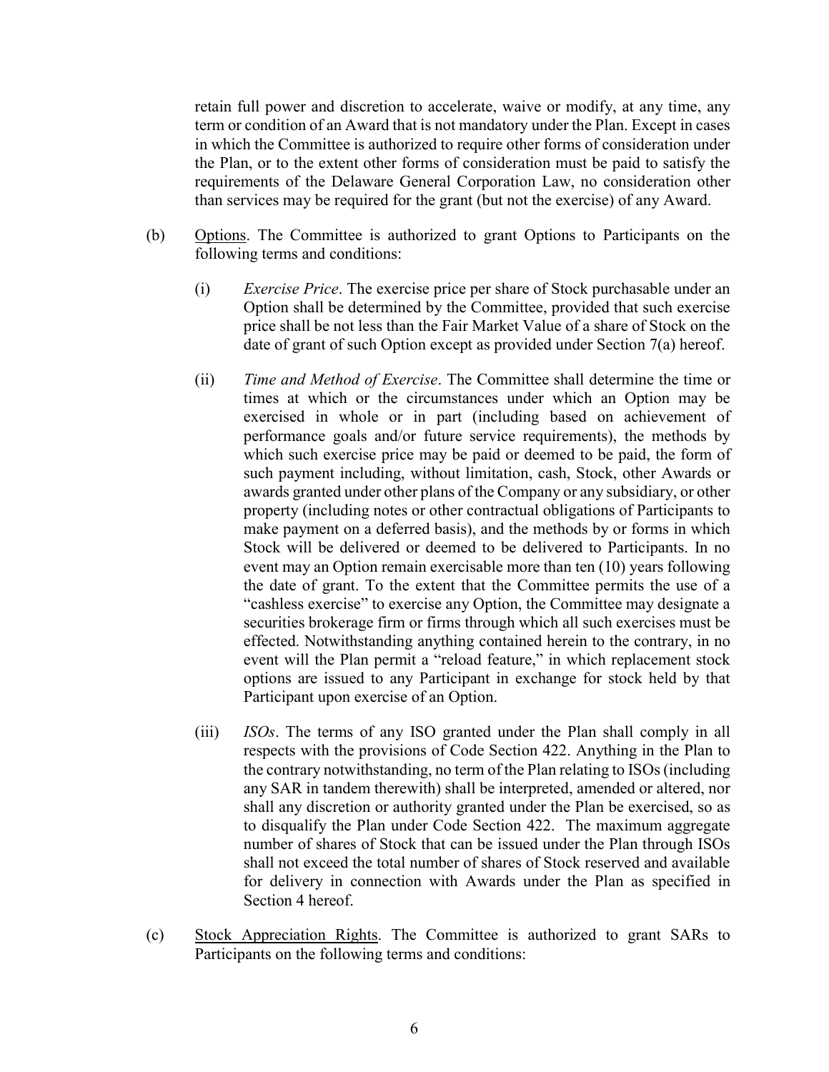retain full power and discretion to accelerate, waive or modify, at any time, any term or condition of an Award that is not mandatory under the Plan. Except in cases in which the Committee is authorized to require other forms of consideration under the Plan, or to the extent other forms of consideration must be paid to satisfy the requirements of the Delaware General Corporation Law, no consideration other than services may be required for the grant (but not the exercise) of any Award.

(b) Options. The Committee is authorized to grant Options to Participants on the following terms and conditions:

(i) *Exercise Price*. The exercise price per share of Stock purchasable under an Option shall be determined by the Committee, provided that such exercise price shall be not less than the Fair Market Value of a share of Stock on the date of grant of such Option except as provided under Section 7(a) hereof.

(ii) *Time and Method of Exercise*. The Committee shall determine the time or times at which or the circumstances under which an Option may be exercised in whole or in part (including based on achievement of performance goals and/or future service requirements), the methods by which such exercise price may be paid or deemed to be paid, the form of such payment including, without limitation, cash, Stock, other Awards or awards granted under other plans of the Company or any subsidiary, or other property (including notes or other contractual obligations of Participants to make payment on a deferred basis), and the methods by or forms in which Stock will be delivered or deemed to be delivered to Participants. In no event may an Option remain exercisable more than ten (10) years following the date of grant. To the extent that the Committee permits the use of a "cashless exercise" to exercise any Option, the Committee may designate a securities brokerage firm or firms through which all such exercises must be effected. Notwithstanding anything contained herein to the contrary, in no event will the Plan permit a "reload feature," in which replacement stock options are issued to any Participant in exchange for stock held by that Participant upon exercise of an Option.

(iii) *ISOs*. The terms of any ISO granted under the Plan shall comply in all respects with the provisions of Code Section 422. Anything in the Plan to the contrary notwithstanding, no term of the Plan relating to ISOs (including any SAR in tandem therewith) shall be interpreted, amended or altered, nor shall any discretion or authority granted under the Plan be exercised, so as to disqualify the Plan under Code Section 422. The maximum aggregate number of shares of Stock that can be issued under the Plan through ISOs shall not exceed the total number of shares of Stock reserved and available for delivery in connection with Awards under the Plan as specified in Section 4 hereof.

(c) Stock Appreciation Rights. The Committee is authorized to grant SARs to Participants on the following terms and conditions: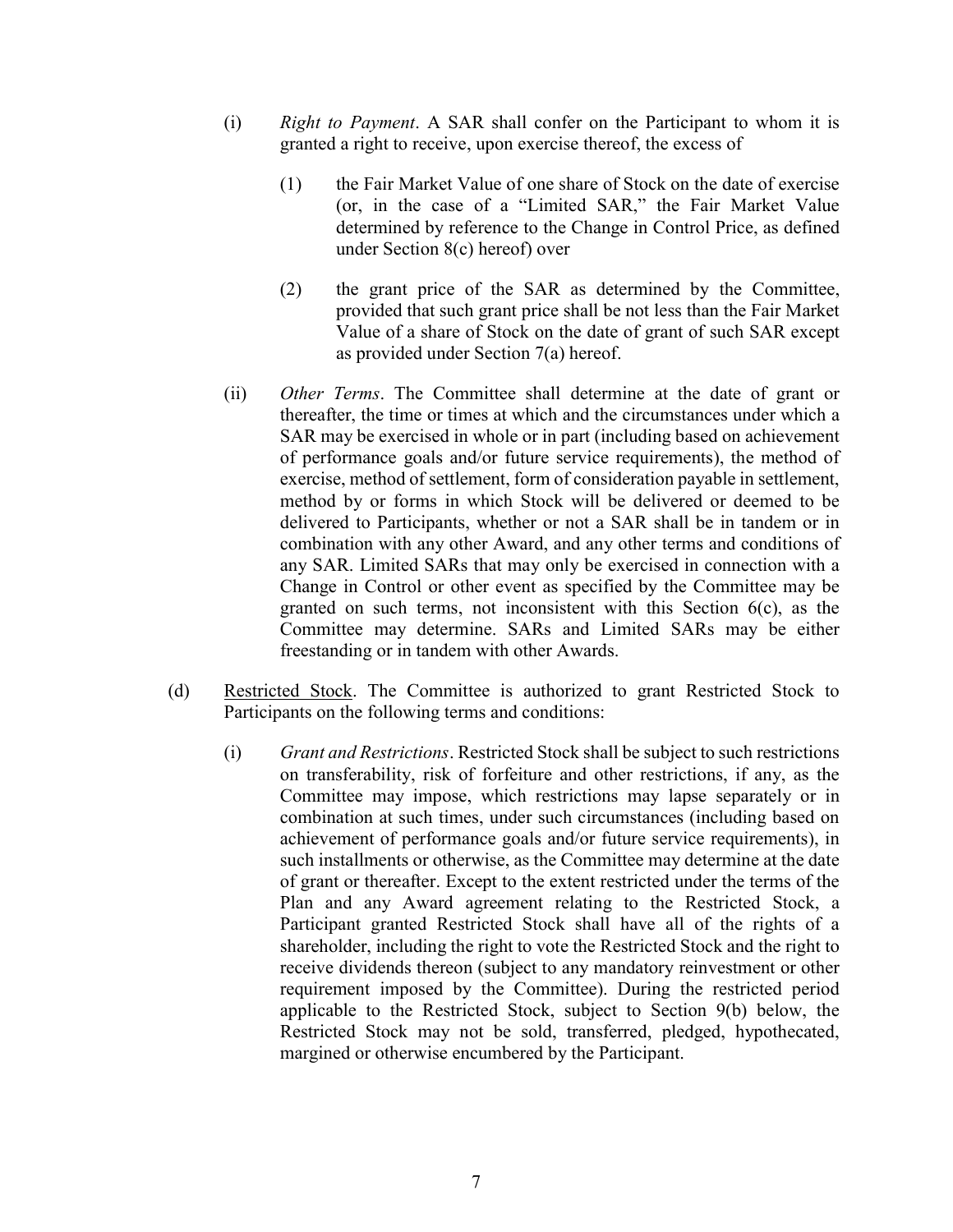(i) *Right to Payment*. A SAR shall confer on the Participant to whom it is granted a right to receive, upon exercise thereof, the excess of

(1) the Fair Market Value of one share of Stock on the date of exercise (or, in the case of a "Limited SAR," the Fair Market Value determined by reference to the Change in Control Price, as defined under Section 8(c) hereof) over

(2) the grant price of the SAR as determined by the Committee, provided that such grant price shall be not less than the Fair Market Value of a share of Stock on the date of grant of such SAR except as provided under Section 7(a) hereof.

(ii) *Other Terms*. The Committee shall determine at the date of grant or thereafter, the time or times at which and the circumstances under which a SAR may be exercised in whole or in part (including based on achievement of performance goals and/or future service requirements), the method of exercise, method of settlement, form of consideration payable in settlement, method by or forms in which Stock will be delivered or deemed to be delivered to Participants, whether or not a SAR shall be in tandem or in combination with any other Award, and any other terms and conditions of any SAR. Limited SARs that may only be exercised in connection with a Change in Control or other event as specified by the Committee may be granted on such terms, not inconsistent with this Section 6(c), as the Committee may determine. SARs and Limited SARs may be either freestanding or in tandem with other Awards.

(d) Restricted Stock. The Committee is authorized to grant Restricted Stock to Participants on the following terms and conditions:

(i) *Grant and Restrictions*. Restricted Stock shall be subject to such restrictions on transferability, risk of forfeiture and other restrictions, if any, as the Committee may impose, which restrictions may lapse separately or in combination at such times, under such circumstances (including based on achievement of performance goals and/or future service requirements), in such installments or otherwise, as the Committee may determine at the date of grant or thereafter. Except to the extent restricted under the terms of the Plan and any Award agreement relating to the Restricted Stock, a Participant granted Restricted Stock shall have all of the rights of a shareholder, including the right to vote the Restricted Stock and the right to receive dividends thereon (subject to any mandatory reinvestment or other requirement imposed by the Committee). During the restricted period applicable to the Restricted Stock, subject to Section 9(b) below, the Restricted Stock may not be sold, transferred, pledged, hypothecated, margined or otherwise encumbered by the Participant.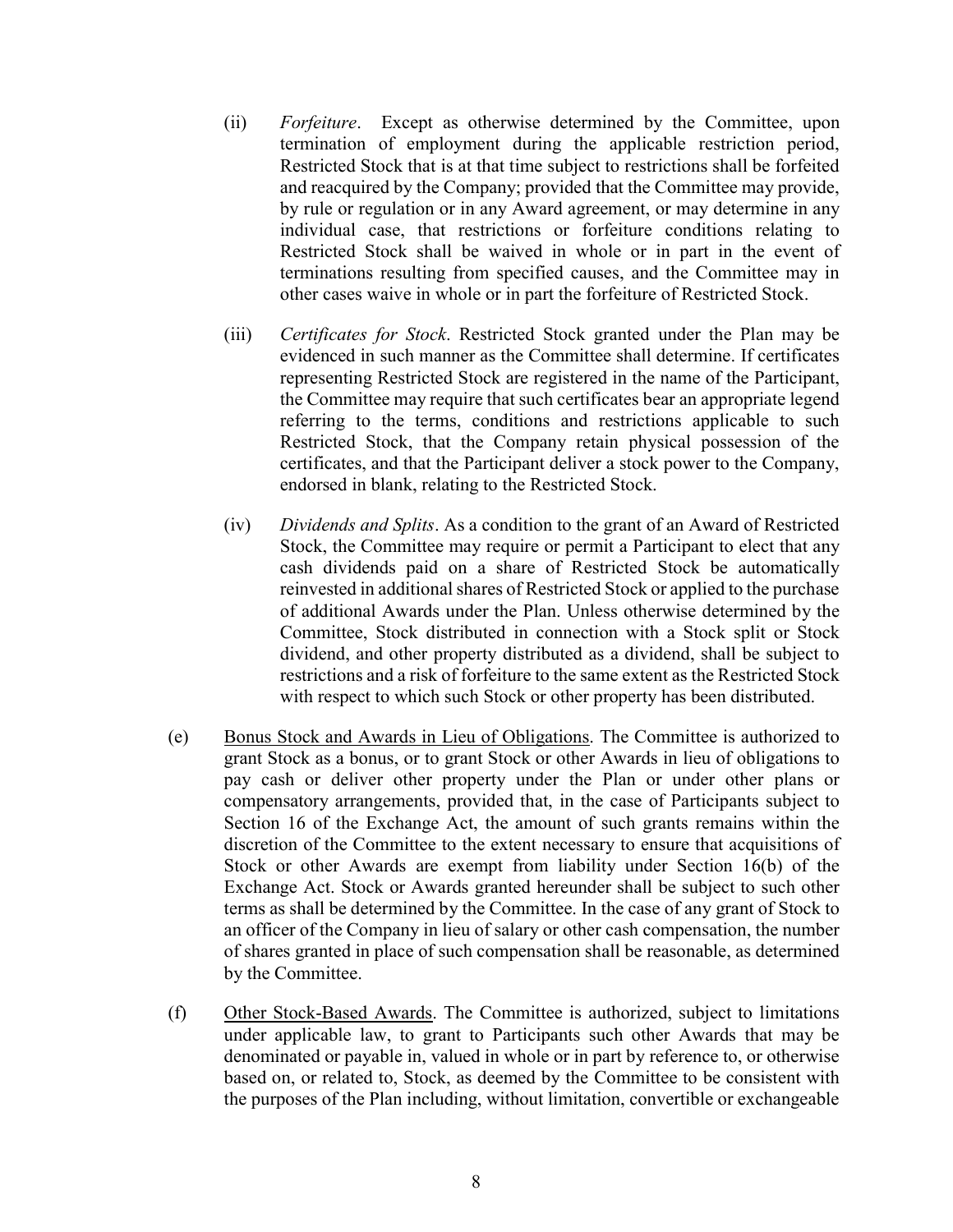(ii) *Forfeiture*. Except as otherwise determined by the Committee, upon termination of employment during the applicable restriction period, Restricted Stock that is at that time subject to restrictions shall be forfeited and reacquired by the Company; provided that the Committee may provide, by rule or regulation or in any Award agreement, or may determine in any individual case, that restrictions or forfeiture conditions relating to Restricted Stock shall be waived in whole or in part in the event of terminations resulting from specified causes, and the Committee may in other cases waive in whole or in part the forfeiture of Restricted Stock.

(iii) *Certificates for Stock*. Restricted Stock granted under the Plan may be evidenced in such manner as the Committee shall determine. If certificates representing Restricted Stock are registered in the name of the Participant, the Committee may require that such certificates bear an appropriate legend referring to the terms, conditions and restrictions applicable to such Restricted Stock, that the Company retain physical possession of the certificates, and that the Participant deliver a stock power to the Company, endorsed in blank, relating to the Restricted Stock.

(iv) *Dividends and Splits*. As a condition to the grant of an Award of Restricted Stock, the Committee may require or permit a Participant to elect that any cash dividends paid on a share of Restricted Stock be automatically reinvested in additional shares of Restricted Stock or applied to the purchase of additional Awards under the Plan. Unless otherwise determined by the Committee, Stock distributed in connection with a Stock split or Stock dividend, and other property distributed as a dividend, shall be subject to restrictions and a risk of forfeiture to the same extent as the Restricted Stock with respect to which such Stock or other property has been distributed.

(e) <u>Bonus Stock and Awards in Lieu of Obligations</u>. The Committee is authorized to grant Stock as a bonus, or to grant Stock or other Awards in lieu of obligations to pay cash or deliver other property under the Plan or under other plans or compensatory arrangements, provided that, in the case of Participants subject to Section 16 of the Exchange Act, the amount of such grants remains within the discretion of the Committee to the extent necessary to ensure that acquisitions of Stock or other Awards are exempt from liability under Section 16(b) of the Exchange Act. Stock or Awards granted hereunder shall be subject to such other terms as shall be determined by the Committee. In the case of any grant of Stock to an officer of the Company in lieu of salary or other cash compensation, the number of shares granted in place of such compensation shall be reasonable, as determined by the Committee.

(f) <u>Other Stock-Based Awards</u>. The Committee is authorized, subject to limitations under applicable law, to grant to Participants such other Awards that may be denominated or payable in, valued in whole or in part by reference to, or otherwise based on, or related to, Stock, as deemed by the Committee to be consistent with the purposes of the Plan including, without limitation, convertible or exchangeable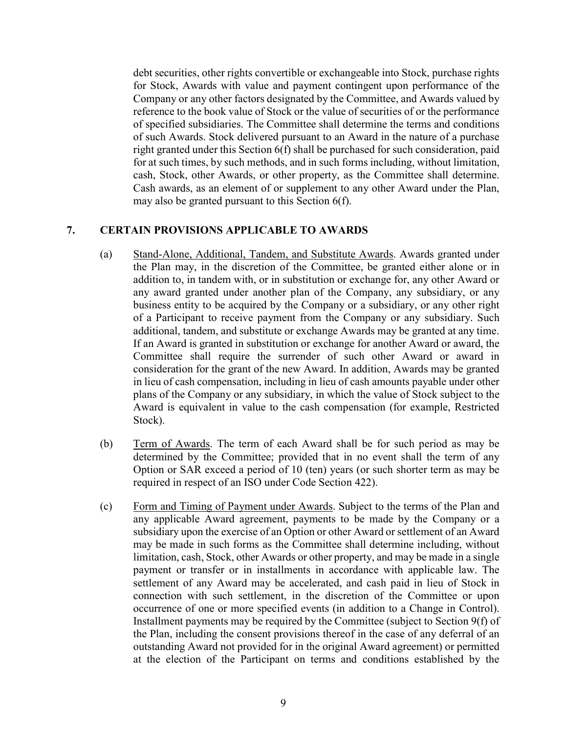debt securities, other rights convertible or exchangeable into Stock, purchase rights for Stock, Awards with value and payment contingent upon performance of the Company or any other factors designated by the Committee, and Awards valued by reference to the book value of Stock or the value of securities of or the performance of specified subsidiaries. The Committee shall determine the terms and conditions of such Awards. Stock delivered pursuant to an Award in the nature of a purchase right granted under this Section 6(f) shall be purchased for such consideration, paid for at such times, by such methods, and in such forms including, without limitation, cash, Stock, other Awards, or other property, as the Committee shall determine. Cash awards, as an element of or supplement to any other Award under the Plan, may also be granted pursuant to this Section 6(f).

## 7. CERTAIN PROVISIONS APPLICABLE TO AWARDS

(a) Stand-Alone, Additional, Tandem, and Substitute Awards. Awards granted under the Plan may, in the discretion of the Committee, be granted either alone or in addition to, in tandem with, or in substitution or exchange for, any other Award or any award granted under another plan of the Company, any subsidiary, or any business entity to be acquired by the Company or a subsidiary, or any other right of a Participant to receive payment from the Company or any subsidiary. Such additional, tandem, and substitute or exchange Awards may be granted at any time. If an Award is granted in substitution or exchange for another Award or award, the Committee shall require the surrender of such other Award or award in consideration for the grant of the new Award. In addition, Awards may be granted in lieu of cash compensation, including in lieu of cash amounts payable under other plans of the Company or any subsidiary, in which the value of Stock subject to the Award is equivalent in value to the cash compensation (for example, Restricted Stock).

(b) Term of Awards. The term of each Award shall be for such period as may be determined by the Committee; provided that in no event shall the term of any Option or SAR exceed a period of 10 (ten) years (or such shorter term as may be required in respect of an ISO under Code Section 422).

(c) Form and Timing of Payment under Awards. Subject to the terms of the Plan and any applicable Award agreement, payments to be made by the Company or a subsidiary upon the exercise of an Option or other Award or settlement of an Award may be made in such forms as the Committee shall determine including, without limitation, cash, Stock, other Awards or other property, and may be made in a single payment or transfer or in installments in accordance with applicable law. The settlement of any Award may be accelerated, and cash paid in lieu of Stock in connection with such settlement, in the discretion of the Committee or upon occurrence of one or more specified events (in addition to a Change in Control). Installment payments may be required by the Committee (subject to Section 9(f) of the Plan, including the consent provisions thereof in the case of any deferral of an outstanding Award not provided for in the original Award agreement) or permitted at the election of the Participant on terms and conditions established by the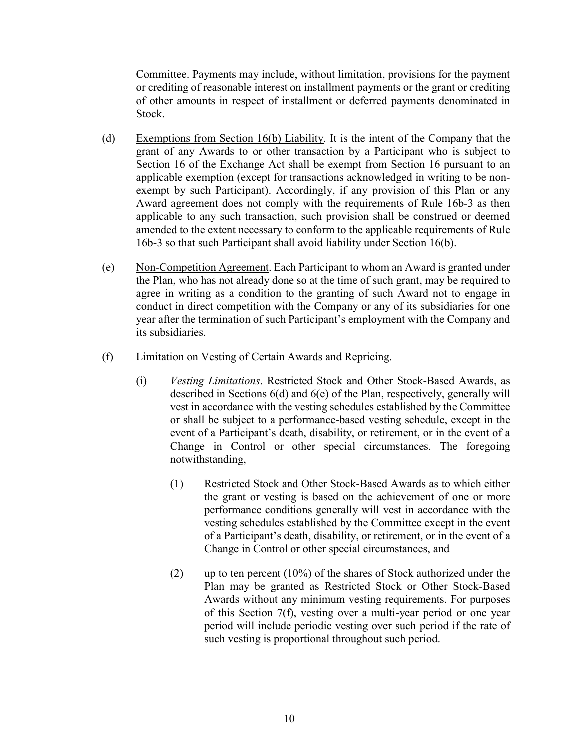Committee. Payments may include, without limitation, provisions for the payment or crediting of reasonable interest on installment payments or the grant or crediting of other amounts in respect of installment or deferred payments denominated in Stock.

(d) Exemptions from Section 16(b) Liability. It is the intent of the Company that the grant of any Awards to or other transaction by a Participant who is subject to Section 16 of the Exchange Act shall be exempt from Section 16 pursuant to an applicable exemption (except for transactions acknowledged in writing to be non-exempt by such Participant). Accordingly, if any provision of this Plan or any Award agreement does not comply with the requirements of Rule 16b-3 as then applicable to any such transaction, such provision shall be construed or deemed amended to the extent necessary to conform to the applicable requirements of Rule 16b-3 so that such Participant shall avoid liability under Section 16(b).

(e) Non-Competition Agreement. Each Participant to whom an Award is granted under the Plan, who has not already done so at the time of such grant, may be required to agree in writing as a condition to the granting of such Award not to engage in conduct in direct competition with the Company or any of its subsidiaries for one year after the termination of such Participant's employment with the Company and its subsidiaries.

(f) Limitation on Vesting of Certain Awards and Repricing.

(i) *Vesting Limitations*. Restricted Stock and Other Stock-Based Awards, as described in Sections 6(d) and 6(e) of the Plan, respectively, generally will vest in accordance with the vesting schedules established by the Committee or shall be subject to a performance-based vesting schedule, except in the event of a Participant's death, disability, or retirement, or in the event of a Change in Control or other special circumstances. The foregoing notwithstanding,

(1) Restricted Stock and Other Stock-Based Awards as to which either the grant or vesting is based on the achievement of one or more performance conditions generally will vest in accordance with the vesting schedules established by the Committee except in the event of a Participant's death, disability, or retirement, or in the event of a Change in Control or other special circumstances, and

(2) up to ten percent (10%) of the shares of Stock authorized under the Plan may be granted as Restricted Stock or Other Stock-Based Awards without any minimum vesting requirements. For purposes of this Section 7(f), vesting over a multi-year period or one year period will include periodic vesting over such period if the rate of such vesting is proportional throughout such period.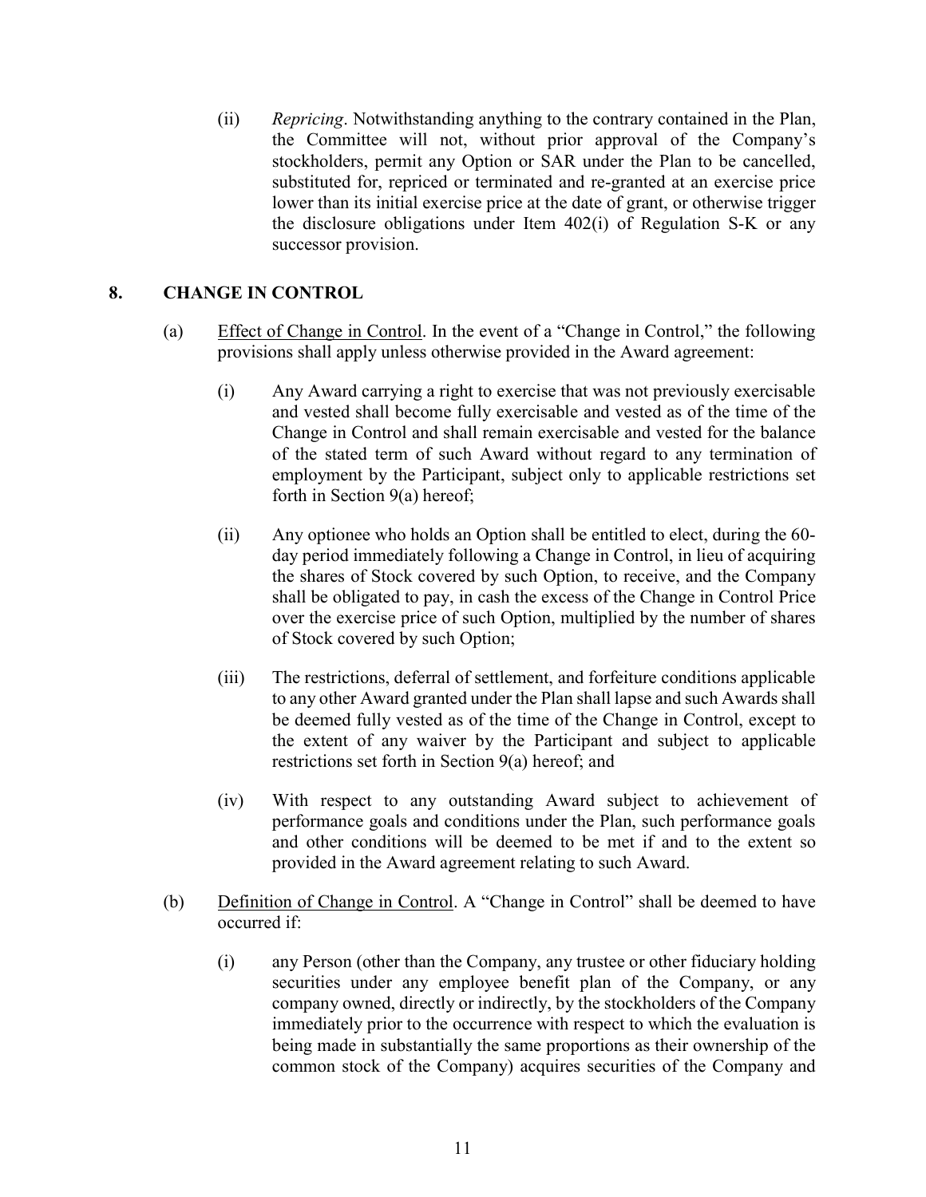(ii) *Repricing*. Notwithstanding anything to the contrary contained in the Plan, the Committee will not, without prior approval of the Company's stockholders, permit any Option or SAR under the Plan to be cancelled, substituted for, repriced or terminated and re-granted at an exercise price lower than its initial exercise price at the date of grant, or otherwise trigger the disclosure obligations under Item 402(i) of Regulation S-K or any successor provision.

## 8. CHANGE IN CONTROL

(a) Effect of Change in Control. In the event of a "Change in Control," the following provisions shall apply unless otherwise provided in the Award agreement:

(i) Any Award carrying a right to exercise that was not previously exercisable and vested shall become fully exercisable and vested as of the time of the Change in Control and shall remain exercisable and vested for the balance of the stated term of such Award without regard to any termination of employment by the Participant, subject only to applicable restrictions set forth in Section 9(a) hereof;

(ii) Any optionee who holds an Option shall be entitled to elect, during the 60-day period immediately following a Change in Control, in lieu of acquiring the shares of Stock covered by such Option, to receive, and the Company shall be obligated to pay, in cash the excess of the Change in Control Price over the exercise price of such Option, multiplied by the number of shares of Stock covered by such Option;

(iii) The restrictions, deferral of settlement, and forfeiture conditions applicable to any other Award granted under the Plan shall lapse and such Awards shall be deemed fully vested as of the time of the Change in Control, except to the extent of any waiver by the Participant and subject to applicable restrictions set forth in Section 9(a) hereof; and

(iv) With respect to any outstanding Award subject to achievement of performance goals and conditions under the Plan, such performance goals and other conditions will be deemed to be met if and to the extent so provided in the Award agreement relating to such Award.

(b) Definition of Change in Control. A "Change in Control" shall be deemed to have occurred if:

(i) any Person (other than the Company, any trustee or other fiduciary holding securities under any employee benefit plan of the Company, or any company owned, directly or indirectly, by the stockholders of the Company immediately prior to the occurrence with respect to which the evaluation is being made in substantially the same proportions as their ownership of the common stock of the Company) acquires securities of the Company and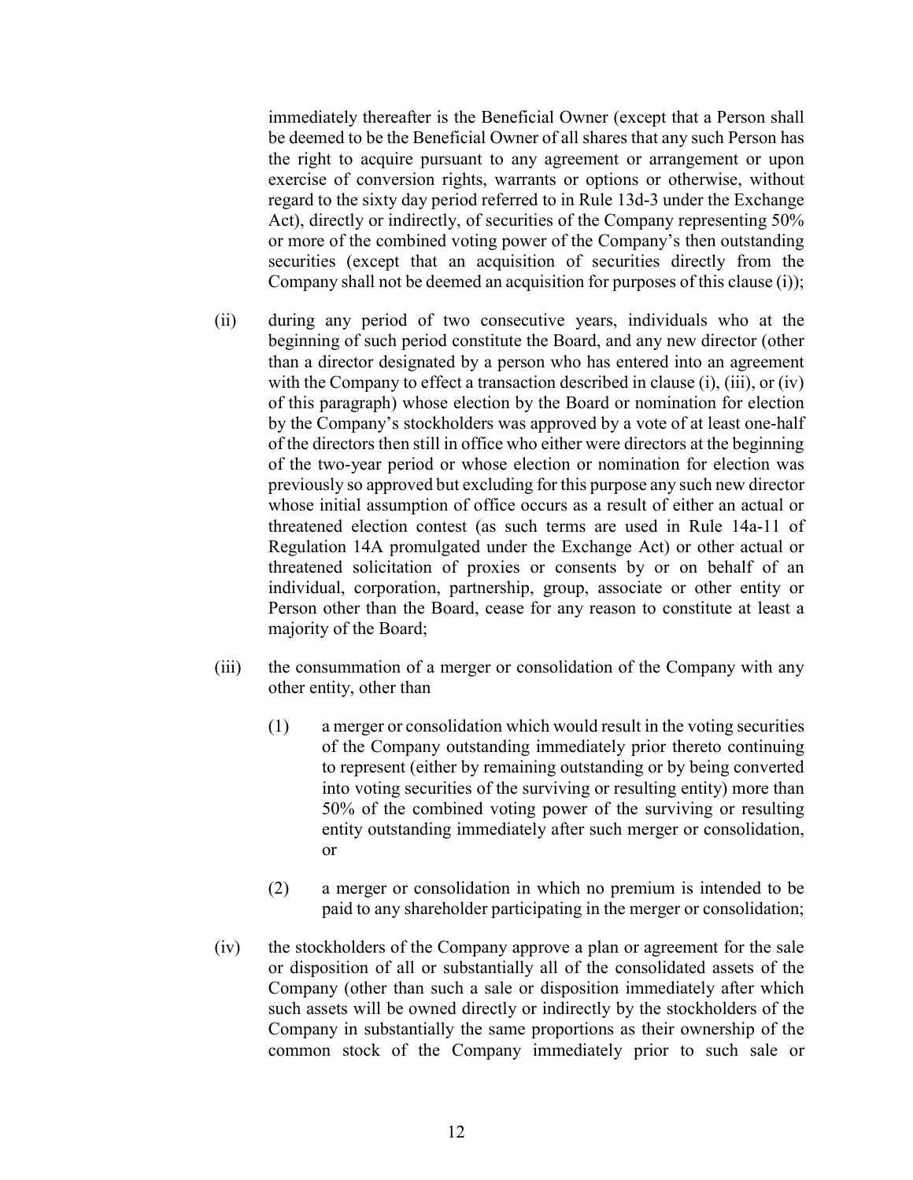immediately thereafter is the Beneficial Owner (except that a Person shall be deemed to be the Beneficial Owner of all shares that any such Person has the right to acquire pursuant to any agreement or arrangement or upon exercise of conversion rights, warrants or options or otherwise, without regard to the sixty day period referred to in Rule 13d-3 under the Exchange Act), directly or indirectly, of securities of the Company representing 50% or more of the combined voting power of the Company's then outstanding securities (except that an acquisition of securities directly from the Company shall not be deemed an acquisition for purposes of this clause (i));

(ii) during any period of two consecutive years, individuals who at the beginning of such period constitute the Board, and any new director (other than a director designated by a person who has entered into an agreement with the Company to effect a transaction described in clause (i), (iii), or (iv) of this paragraph) whose election by the Board or nomination for election by the Company's stockholders was approved by a vote of at least one-half of the directors then still in office who either were directors at the beginning of the two-year period or whose election or nomination for election was previously so approved but excluding for this purpose any such new director whose initial assumption of office occurs as a result of either an actual or threatened election contest (as such terms are used in Rule 14a-11 of Regulation 14A promulgated under the Exchange Act) or other actual or threatened solicitation of proxies or consents by or on behalf of an individual, corporation, partnership, group, associate or other entity or Person other than the Board, cease for any reason to constitute at least a majority of the Board;

(iii) the consummation of a merger or consolidation of the Company with any other entity, other than

(1) a merger or consolidation which would result in the voting securities of the Company outstanding immediately prior thereto continuing to represent (either by remaining outstanding or by being converted into voting securities of the surviving or resulting entity) more than 50% of the combined voting power of the surviving or resulting entity outstanding immediately after such merger or consolidation, or

(2) a merger or consolidation in which no premium is intended to be paid to any shareholder participating in the merger or consolidation;

(iv) the stockholders of the Company approve a plan or agreement for the sale or disposition of all or substantially all of the consolidated assets of the Company (other than such a sale or disposition immediately after which such assets will be owned directly or indirectly by the stockholders of the Company in substantially the same proportions as their ownership of the common stock of the Company immediately prior to such sale or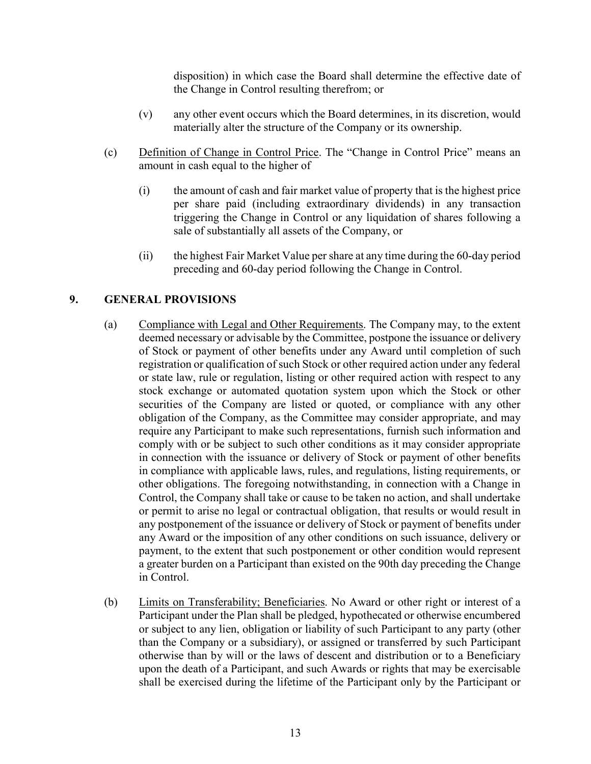disposition) in which case the Board shall determine the effective date of the Change in Control resulting therefrom; or

(v) any other event occurs which the Board determines, in its discretion, would materially alter the structure of the Company or its ownership.

(c) Definition of Change in Control Price. The "Change in Control Price" means an amount in cash equal to the higher of

(i) the amount of cash and fair market value of property that is the highest price per share paid (including extraordinary dividends) in any transaction triggering the Change in Control or any liquidation of shares following a sale of substantially all assets of the Company, or

(ii) the highest Fair Market Value per share at any time during the 60-day period preceding and 60-day period following the Change in Control.

## 9. GENERAL PROVISIONS

(a) Compliance with Legal and Other Requirements. The Company may, to the extent deemed necessary or advisable by the Committee, postpone the issuance or delivery of Stock or payment of other benefits under any Award until completion of such registration or qualification of such Stock or other required action under any federal or state law, rule or regulation, listing or other required action with respect to any stock exchange or automated quotation system upon which the Stock or other securities of the Company are listed or quoted, or compliance with any other obligation of the Company, as the Committee may consider appropriate, and may require any Participant to make such representations, furnish such information and comply with or be subject to such other conditions as it may consider appropriate in connection with the issuance or delivery of Stock or payment of other benefits in compliance with applicable laws, rules, and regulations, listing requirements, or other obligations. The foregoing notwithstanding, in connection with a Change in Control, the Company shall take or cause to be taken no action, and shall undertake or permit to arise no legal or contractual obligation, that results or would result in any postponement of the issuance or delivery of Stock or payment of benefits under any Award or the imposition of any other conditions on such issuance, delivery or payment, to the extent that such postponement or other condition would represent a greater burden on a Participant than existed on the 90th day preceding the Change in Control.

(b) Limits on Transferability; Beneficiaries. No Award or other right or interest of a Participant under the Plan shall be pledged, hypothecated or otherwise encumbered or subject to any lien, obligation or liability of such Participant to any party (other than the Company or a subsidiary), or assigned or transferred by such Participant otherwise than by will or the laws of descent and distribution or to a Beneficiary upon the death of a Participant, and such Awards or rights that may be exercisable shall be exercised during the lifetime of the Participant only by the Participant or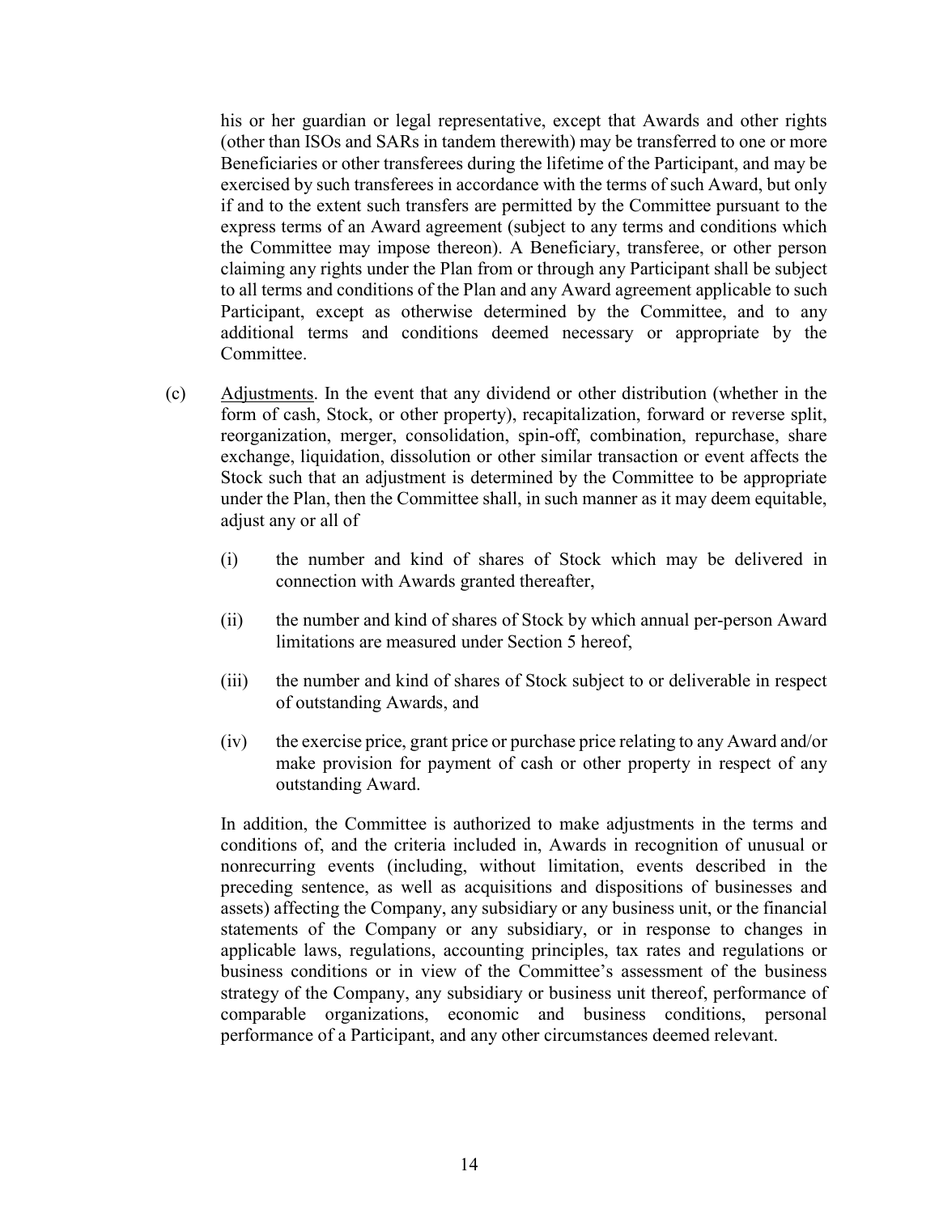his or her guardian or legal representative, except that Awards and other rights (other than ISOs and SARs in tandem therewith) may be transferred to one or more Beneficiaries or other transferees during the lifetime of the Participant, and may be exercised by such transferees in accordance with the terms of such Award, but only if and to the extent such transfers are permitted by the Committee pursuant to the express terms of an Award agreement (subject to any terms and conditions which the Committee may impose thereon). A Beneficiary, transferee, or other person claiming any rights under the Plan from or through any Participant shall be subject to all terms and conditions of the Plan and any Award agreement applicable to such Participant, except as otherwise determined by the Committee, and to any additional terms and conditions deemed necessary or appropriate by the Committee.

(c) Adjustments. In the event that any dividend or other distribution (whether in the form of cash, Stock, or other property), recapitalization, forward or reverse split, reorganization, merger, consolidation, spin-off, combination, repurchase, share exchange, liquidation, dissolution or other similar transaction or event affects the Stock such that an adjustment is determined by the Committee to be appropriate under the Plan, then the Committee shall, in such manner as it may deem equitable, adjust any or all of

(i) the number and kind of shares of Stock which may be delivered in connection with Awards granted thereafter,

(ii) the number and kind of shares of Stock by which annual per-person Award limitations are measured under Section 5 hereof,

(iii) the number and kind of shares of Stock subject to or deliverable in respect of outstanding Awards, and

(iv) the exercise price, grant price or purchase price relating to any Award and/or make provision for payment of cash or other property in respect of any outstanding Award.

In addition, the Committee is authorized to make adjustments in the terms and conditions of, and the criteria included in, Awards in recognition of unusual or nonrecurring events (including, without limitation, events described in the preceding sentence, as well as acquisitions and dispositions of businesses and assets) affecting the Company, any subsidiary or any business unit, or the financial statements of the Company or any subsidiary, or in response to changes in applicable laws, regulations, accounting principles, tax rates and regulations or business conditions or in view of the Committee's assessment of the business strategy of the Company, any subsidiary or business unit thereof, performance of comparable organizations, economic and business conditions, personal performance of a Participant, and any other circumstances deemed relevant.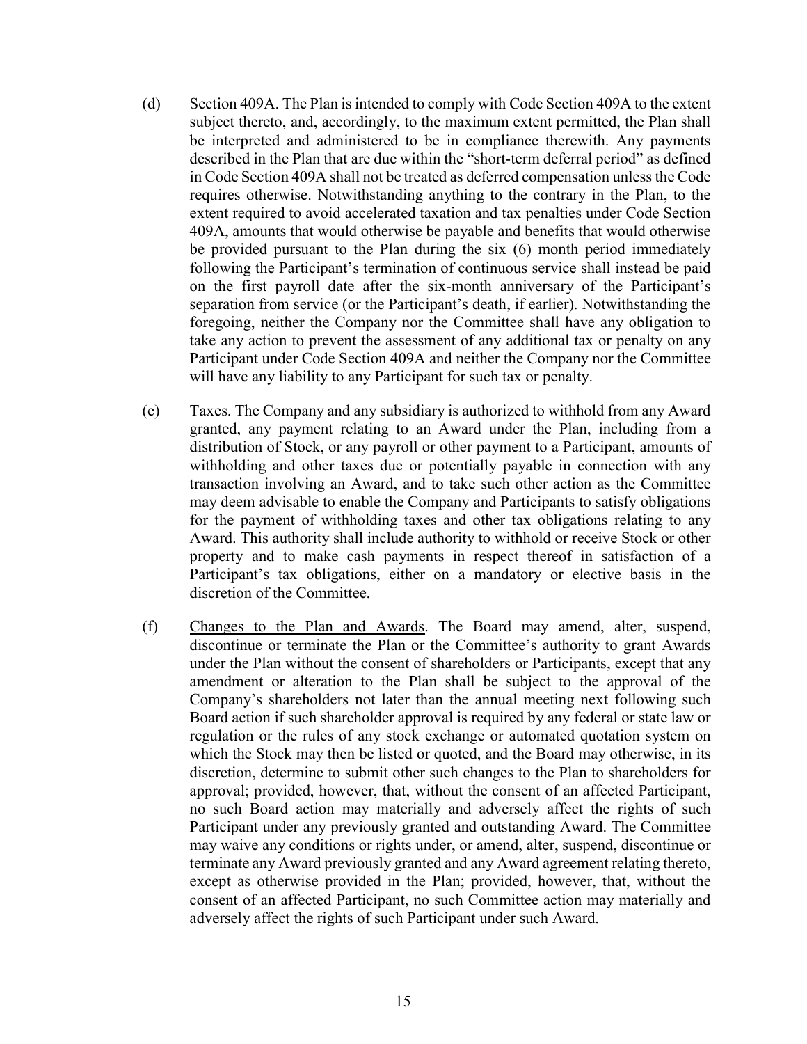(d) Section 409A. The Plan is intended to comply with Code Section 409A to the extent subject thereto, and, accordingly, to the maximum extent permitted, the Plan shall be interpreted and administered to be in compliance therewith. Any payments described in the Plan that are due within the "short-term deferral period" as defined in Code Section 409A shall not be treated as deferred compensation unless the Code requires otherwise. Notwithstanding anything to the contrary in the Plan, to the extent required to avoid accelerated taxation and tax penalties under Code Section 409A, amounts that would otherwise be payable and benefits that would otherwise be provided pursuant to the Plan during the six (6) month period immediately following the Participant's termination of continuous service shall instead be paid on the first payroll date after the six-month anniversary of the Participant's separation from service (or the Participant's death, if earlier). Notwithstanding the foregoing, neither the Company nor the Committee shall have any obligation to take any action to prevent the assessment of any additional tax or penalty on any Participant under Code Section 409A and neither the Company nor the Committee will have any liability to any Participant for such tax or penalty.

(e) Taxes. The Company and any subsidiary is authorized to withhold from any Award granted, any payment relating to an Award under the Plan, including from a distribution of Stock, or any payroll or other payment to a Participant, amounts of withholding and other taxes due or potentially payable in connection with any transaction involving an Award, and to take such other action as the Committee may deem advisable to enable the Company and Participants to satisfy obligations for the payment of withholding taxes and other tax obligations relating to any Award. This authority shall include authority to withhold or receive Stock or other property and to make cash payments in respect thereof in satisfaction of a Participant's tax obligations, either on a mandatory or elective basis in the discretion of the Committee.

(f) Changes to the Plan and Awards. The Board may amend, alter, suspend, discontinue or terminate the Plan or the Committee's authority to grant Awards under the Plan without the consent of shareholders or Participants, except that any amendment or alteration to the Plan shall be subject to the approval of the Company's shareholders not later than the annual meeting next following such Board action if such shareholder approval is required by any federal or state law or regulation or the rules of any stock exchange or automated quotation system on which the Stock may then be listed or quoted, and the Board may otherwise, in its discretion, determine to submit other such changes to the Plan to shareholders for approval; provided, however, that, without the consent of an affected Participant, no such Board action may materially and adversely affect the rights of such Participant under any previously granted and outstanding Award. The Committee may waive any conditions or rights under, or amend, alter, suspend, discontinue or terminate any Award previously granted and any Award agreement relating thereto, except as otherwise provided in the Plan; provided, however, that, without the consent of an affected Participant, no such Committee action may materially and adversely affect the rights of such Participant under such Award.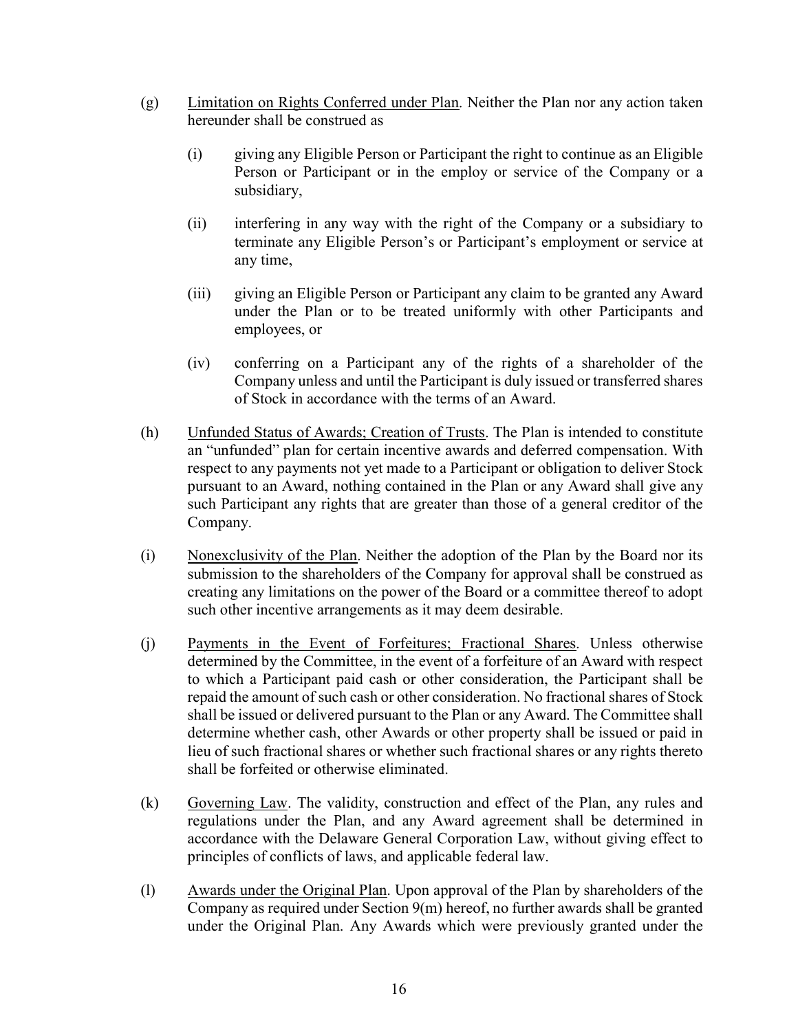(g) Limitation on Rights Conferred under Plan. Neither the Plan nor any action taken hereunder shall be construed as

(i) giving any Eligible Person or Participant the right to continue as an Eligible Person or Participant or in the employ or service of the Company or a subsidiary,

(ii) interfering in any way with the right of the Company or a subsidiary to terminate any Eligible Person's or Participant's employment or service at any time,

(iii) giving an Eligible Person or Participant any claim to be granted any Award under the Plan or to be treated uniformly with other Participants and employees, or

(iv) conferring on a Participant any of the rights of a shareholder of the Company unless and until the Participant is duly issued or transferred shares of Stock in accordance with the terms of an Award.

(h) Unfunded Status of Awards; Creation of Trusts. The Plan is intended to constitute an "unfunded" plan for certain incentive awards and deferred compensation. With respect to any payments not yet made to a Participant or obligation to deliver Stock pursuant to an Award, nothing contained in the Plan or any Award shall give any such Participant any rights that are greater than those of a general creditor of the Company.

(i) Nonexclusivity of the Plan. Neither the adoption of the Plan by the Board nor its submission to the shareholders of the Company for approval shall be construed as creating any limitations on the power of the Board or a committee thereof to adopt such other incentive arrangements as it may deem desirable.

(j) Payments in the Event of Forfeitures; Fractional Shares. Unless otherwise determined by the Committee, in the event of a forfeiture of an Award with respect to which a Participant paid cash or other consideration, the Participant shall be repaid the amount of such cash or other consideration. No fractional shares of Stock shall be issued or delivered pursuant to the Plan or any Award. The Committee shall determine whether cash, other Awards or other property shall be issued or paid in lieu of such fractional shares or whether such fractional shares or any rights thereto shall be forfeited or otherwise eliminated.

(k) Governing Law. The validity, construction and effect of the Plan, any rules and regulations under the Plan, and any Award agreement shall be determined in accordance with the Delaware General Corporation Law, without giving effect to principles of conflicts of laws, and applicable federal law.

(l) Awards under the Original Plan. Upon approval of the Plan by shareholders of the Company as required under Section 9(m) hereof, no further awards shall be granted under the Original Plan. Any Awards which were previously granted under the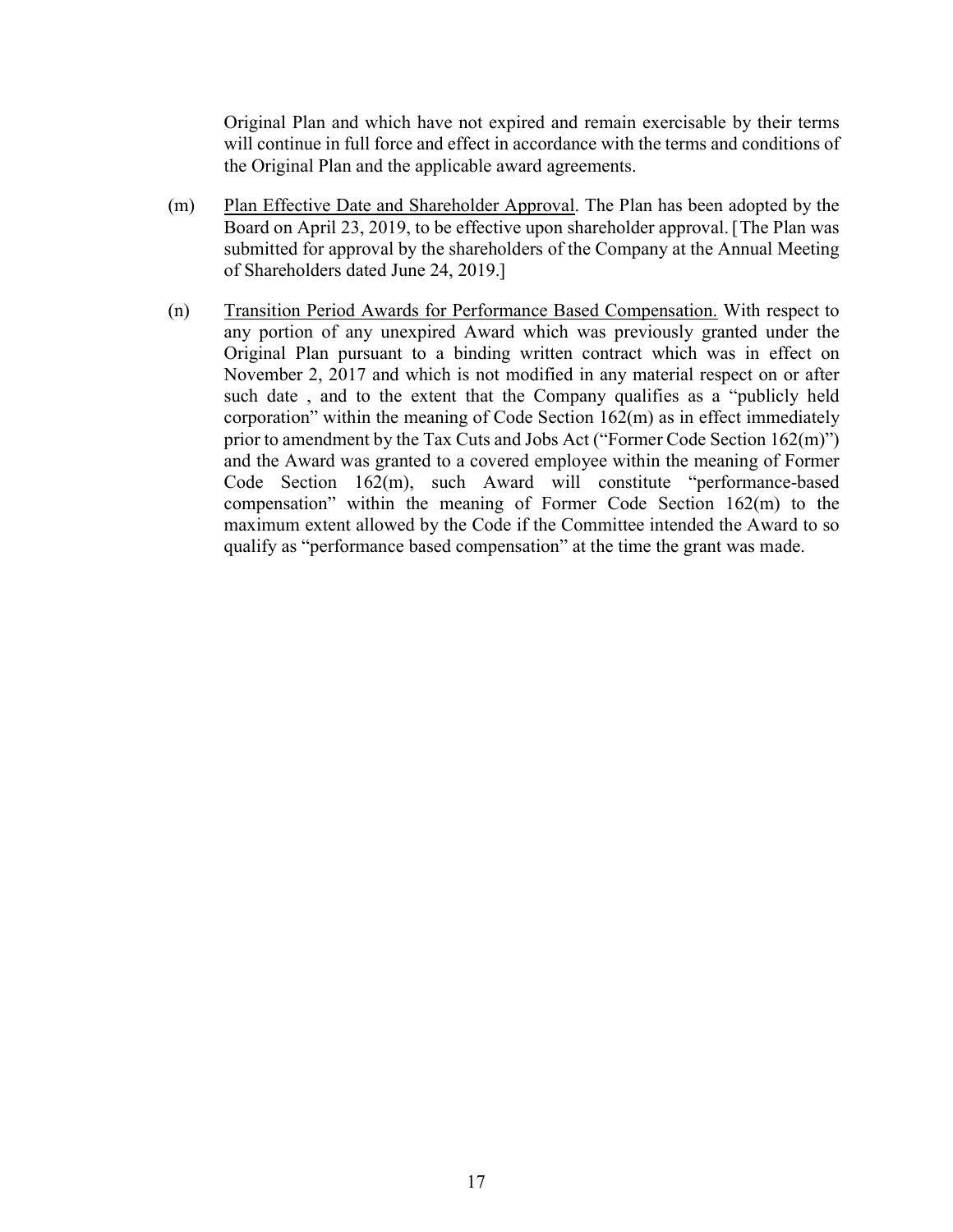Original Plan and which have not expired and remain exercisable by their terms will continue in full force and effect in accordance with the terms and conditions of the Original Plan and the applicable award agreements.

(m) Plan Effective Date and Shareholder Approval. The Plan has been adopted by the Board on April 23, 2019, to be effective upon shareholder approval. [The Plan was submitted for approval by the shareholders of the Company at the Annual Meeting of Shareholders dated June 24, 2019.]

(n) Transition Period Awards for Performance Based Compensation. With respect to any portion of any unexpired Award which was previously granted under the Original Plan pursuant to a binding written contract which was in effect on November 2, 2017 and which is not modified in any material respect on or after such date , and to the extent that the Company qualifies as a "publicly held corporation" within the meaning of Code Section 162(m) as in effect immediately prior to amendment by the Tax Cuts and Jobs Act ("Former Code Section 162(m)") and the Award was granted to a covered employee within the meaning of Former Code Section 162(m), such Award will constitute "performance-based compensation" within the meaning of Former Code Section 162(m) to the maximum extent allowed by the Code if the Committee intended the Award to so qualify as "performance based compensation" at the time the grant was made.